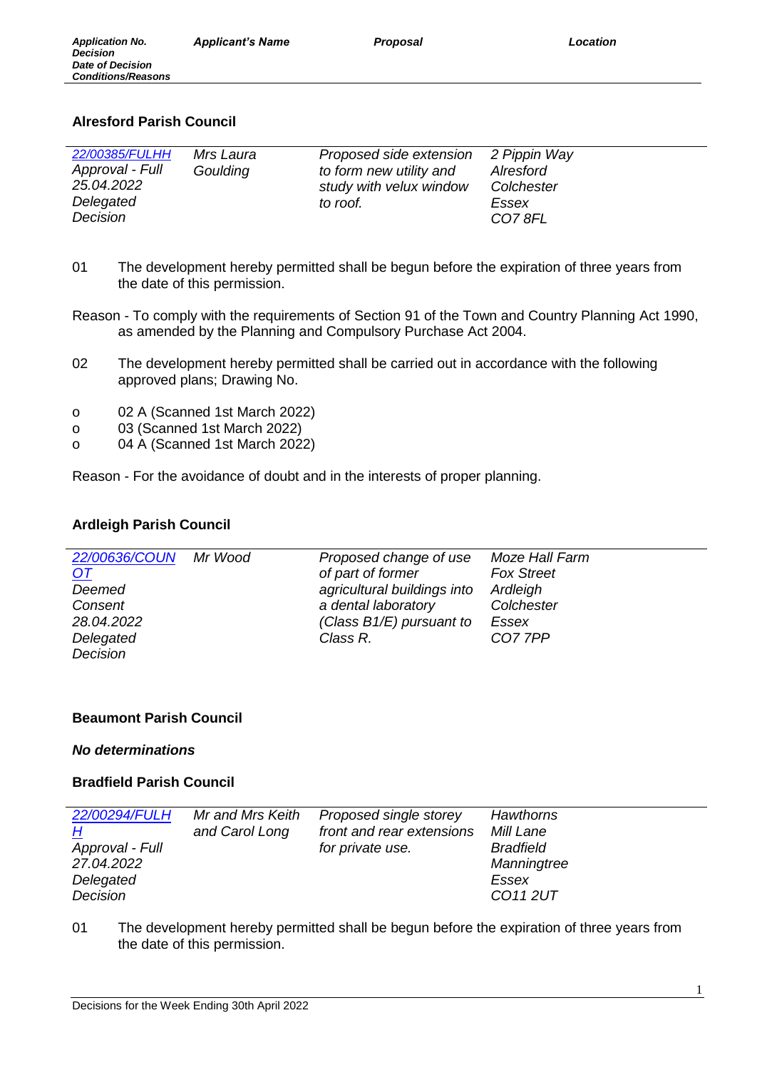| *Application No.* *Decision* *Date of Decision* *Conditions/Reasons* | *Applicant's Name* | *Proposal* | *Location* |
|---|---|---|---|

### Alresford Parish Council

| | | | |
|---|---|---|---|
| *22/00385/FULHH* *Approval - Full* *25.04.2022* *Delegated Decision* | *Mrs Laura Goulding* | *Proposed side extension to form new utility and study with velux window to roof.* | *2 Pippin Way Alresford Colchester Essex CO7 8FL* |

01 The development hereby permitted shall be begun before the expiration of three years from the date of this permission.

Reason - To comply with the requirements of Section 91 of the Town and Country Planning Act 1990, as amended by the Planning and Compulsory Purchase Act 2004.

02 The development hereby permitted shall be carried out in accordance with the following approved plans; Drawing No.

- 02 A (Scanned 1st March 2022)
- 03 (Scanned 1st March 2022)
- 04 A (Scanned 1st March 2022)

Reason - For the avoidance of doubt and in the interests of proper planning.

### Ardleigh Parish Council

| | | | |
|---|---|---|---|
| *22/00636/COUNOT* *Deemed Consent* *28.04.2022* *Delegated Decision* | *Mr Wood* | *Proposed change of use of part of former agricultural buildings into a dental laboratory (Class B1/E) pursuant to Class R.* | *Moze Hall Farm Fox Street Ardleigh Colchester Essex CO7 7PP* |

### Beaumont Parish Council

***No determinations***

### Bradfield Parish Council

| | | | |
|---|---|---|---|
| *22/00294/FULHH* *Approval - Full* *27.04.2022* *Delegated Decision* | *Mr and Mrs Keith and Carol Long* | *Proposed single storey front and rear extensions for private use.* | *Hawthorns Mill Lane Bradfield Manningtree Essex CO11 2UT* |

01 The development hereby permitted shall be begun before the expiration of three years from the date of this permission.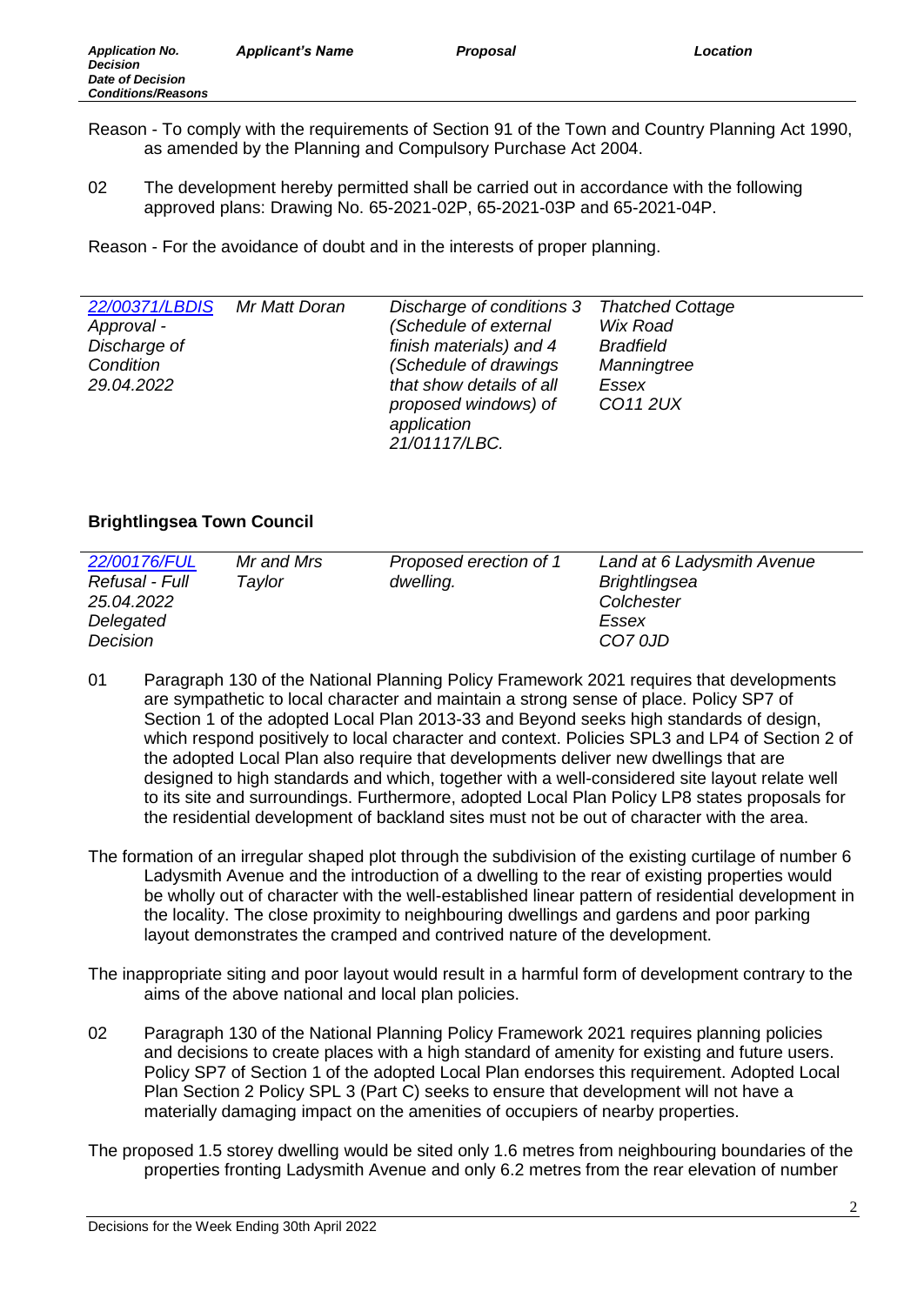| Application No. Decision Date of Decision Conditions/Reasons | Applicant's Name | Proposal | Location |
|---|---|---|---|

Reason - To comply with the requirements of Section 91 of the Town and Country Planning Act 1990, as amended by the Planning and Compulsory Purchase Act 2004.

02 The development hereby permitted shall be carried out in accordance with the following approved plans: Drawing No. 65-2021-02P, 65-2021-03P and 65-2021-04P.

Reason - For the avoidance of doubt and in the interests of proper planning.

| | | | |
|---|---|---|---|
| *22/00371/LBDIS* *Approval - Discharge of Condition* *29.04.2022* | *Mr Matt Doran* | *Discharge of conditions 3 (Schedule of external finish materials) and 4 (Schedule of drawings that show details of all proposed windows) of application 21/01117/LBC.* | *Thatched Cottage* *Wix Road* *Bradfield* *Manningtree* *Essex* *CO11 2UX* |

**Brightlingsea Town Council**

| | | | |
|---|---|---|---|
| *22/00176/FUL* *Refusal - Full* *25.04.2022* *Delegated Decision* | *Mr and Mrs Taylor* | *Proposed erection of 1 dwelling.* | *Land at 6 Ladysmith Avenue* *Brightlingsea* *Colchester* *Essex* *CO7 0JD* |

01 Paragraph 130 of the National Planning Policy Framework 2021 requires that developments are sympathetic to local character and maintain a strong sense of place. Policy SP7 of Section 1 of the adopted Local Plan 2013-33 and Beyond seeks high standards of design, which respond positively to local character and context. Policies SPL3 and LP4 of Section 2 of the adopted Local Plan also require that developments deliver new dwellings that are designed to high standards and which, together with a well-considered site layout relate well to its site and surroundings. Furthermore, adopted Local Plan Policy LP8 states proposals for the residential development of backland sites must not be out of character with the area.

The formation of an irregular shaped plot through the subdivision of the existing curtilage of number 6 Ladysmith Avenue and the introduction of a dwelling to the rear of existing properties would be wholly out of character with the well-established linear pattern of residential development in the locality. The close proximity to neighbouring dwellings and gardens and poor parking layout demonstrates the cramped and contrived nature of the development.

The inappropriate siting and poor layout would result in a harmful form of development contrary to the aims of the above national and local plan policies.

02 Paragraph 130 of the National Planning Policy Framework 2021 requires planning policies and decisions to create places with a high standard of amenity for existing and future users. Policy SP7 of Section 1 of the adopted Local Plan endorses this requirement. Adopted Local Plan Section 2 Policy SPL 3 (Part C) seeks to ensure that development will not have a materially damaging impact on the amenities of occupiers of nearby properties.

The proposed 1.5 storey dwelling would be sited only 1.6 metres from neighbouring boundaries of the properties fronting Ladysmith Avenue and only 6.2 metres from the rear elevation of number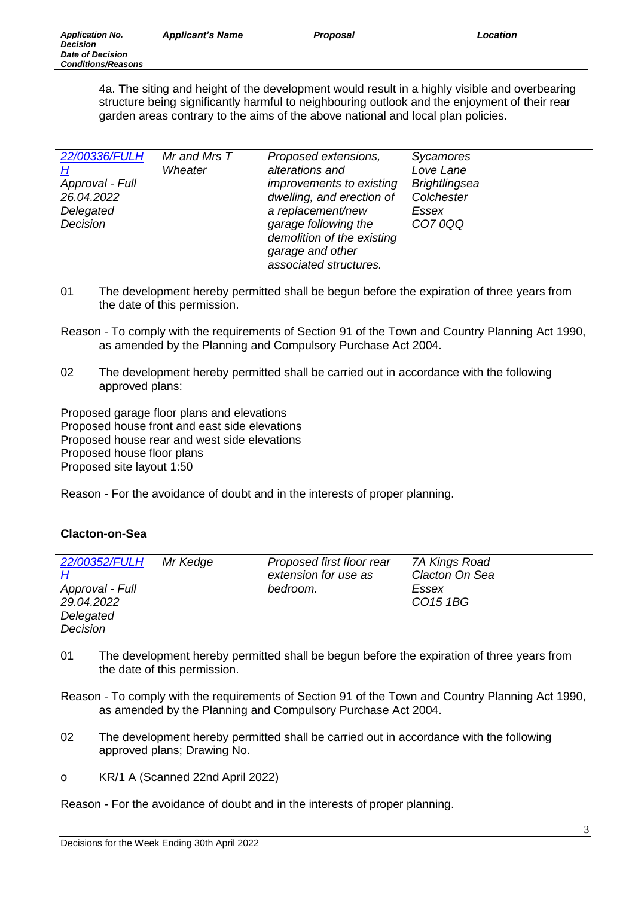4a. The siting and height of the development would result in a highly visible and overbearing structure being significantly harmful to neighbouring outlook and the enjoyment of their rear garden areas contrary to the aims of the above national and local plan policies.

| Application No. / Decision / Date of Decision / Conditions/Reasons | Applicant's Name | Proposal | Location |
|---|---|---|---|
| *22/00336/FULHH* *Approval - Full* *26.04.2022* *Delegated Decision* | *Mr and Mrs T Wheater* | *Proposed extensions, alterations and improvements to existing dwelling, and erection of a replacement/new garage following the demolition of the existing garage and other associated structures.* | *Sycamores Love Lane Brightlingsea Colchester Essex CO7 0QQ* |

01 The development hereby permitted shall be begun before the expiration of three years from the date of this permission.

Reason - To comply with the requirements of Section 91 of the Town and Country Planning Act 1990, as amended by the Planning and Compulsory Purchase Act 2004.

02 The development hereby permitted shall be carried out in accordance with the following approved plans:

Proposed garage floor plans and elevations
Proposed house front and east side elevations
Proposed house rear and west side elevations
Proposed house floor plans
Proposed site layout 1:50

Reason - For the avoidance of doubt and in the interests of proper planning.

**Clacton-on-Sea**

| Application No. / Decision / Date of Decision / Conditions/Reasons | Applicant's Name | Proposal | Location |
|---|---|---|---|
| *22/00352/FULHH* *Approval - Full* *29.04.2022* *Delegated Decision* | *Mr Kedge* | *Proposed first floor rear extension for use as bedroom.* | *7A Kings Road Clacton On Sea Essex CO15 1BG* |

01 The development hereby permitted shall be begun before the expiration of three years from the date of this permission.

Reason - To comply with the requirements of Section 91 of the Town and Country Planning Act 1990, as amended by the Planning and Compulsory Purchase Act 2004.

02 The development hereby permitted shall be carried out in accordance with the following approved plans; Drawing No.

o KR/1 A (Scanned 22nd April 2022)

Reason - For the avoidance of doubt and in the interests of proper planning.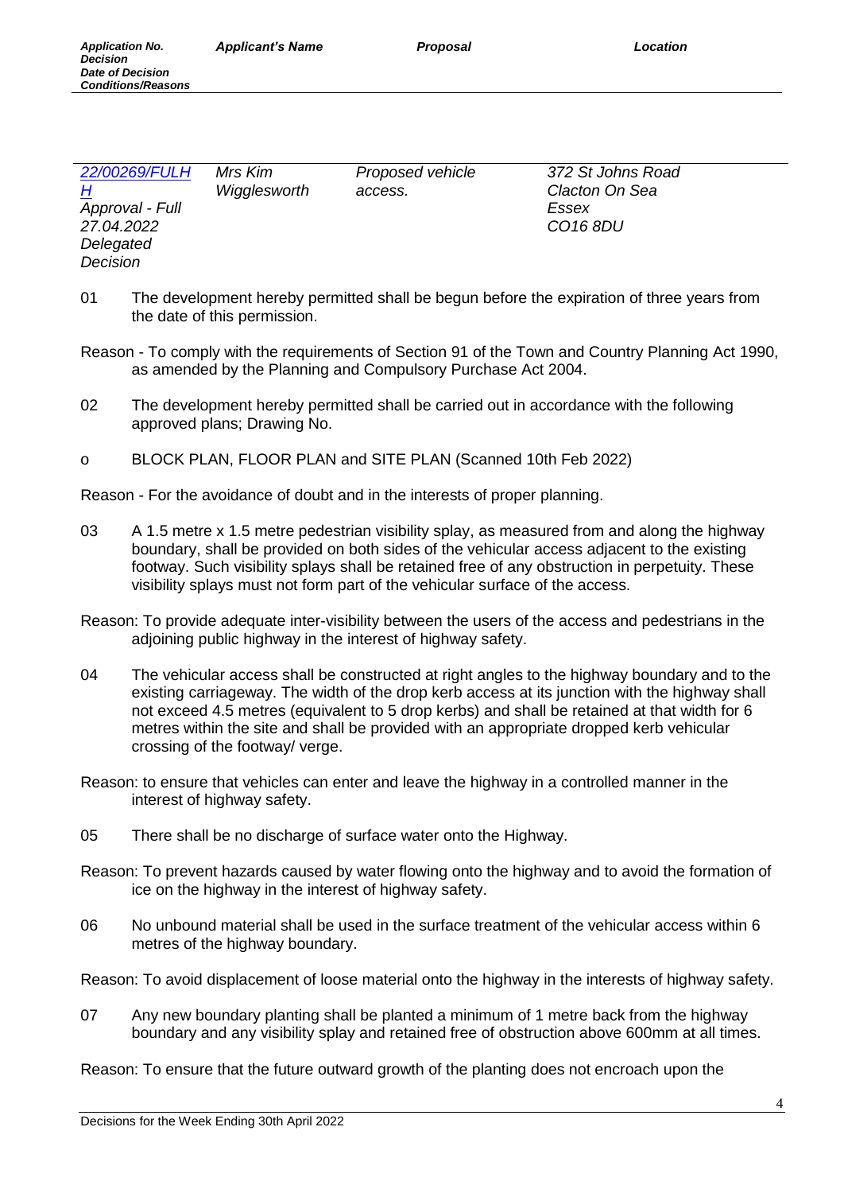| *Application No. Decision Date of Decision Conditions/Reasons* | *Applicant's Name* | *Proposal* | *Location* |
|---|---|---|---|
| *22/00269/FULHH Approval - Full 27.04.2022 Delegated Decision* | *Mrs Kim Wigglesworth* | *Proposed vehicle access.* | *372 St Johns Road Clacton On Sea Essex CO16 8DU* |

01 The development hereby permitted shall be begun before the expiration of three years from the date of this permission.

Reason - To comply with the requirements of Section 91 of the Town and Country Planning Act 1990, as amended by the Planning and Compulsory Purchase Act 2004.

02 The development hereby permitted shall be carried out in accordance with the following approved plans; Drawing No.

o BLOCK PLAN, FLOOR PLAN and SITE PLAN (Scanned 10th Feb 2022)

Reason - For the avoidance of doubt and in the interests of proper planning.

03 A 1.5 metre x 1.5 metre pedestrian visibility splay, as measured from and along the highway boundary, shall be provided on both sides of the vehicular access adjacent to the existing footway. Such visibility splays shall be retained free of any obstruction in perpetuity. These visibility splays must not form part of the vehicular surface of the access.

Reason: To provide adequate inter-visibility between the users of the access and pedestrians in the adjoining public highway in the interest of highway safety.

04 The vehicular access shall be constructed at right angles to the highway boundary and to the existing carriageway. The width of the drop kerb access at its junction with the highway shall not exceed 4.5 metres (equivalent to 5 drop kerbs) and shall be retained at that width for 6 metres within the site and shall be provided with an appropriate dropped kerb vehicular crossing of the footway/ verge.

Reason: to ensure that vehicles can enter and leave the highway in a controlled manner in the interest of highway safety.

05 There shall be no discharge of surface water onto the Highway.

Reason: To prevent hazards caused by water flowing onto the highway and to avoid the formation of ice on the highway in the interest of highway safety.

06 No unbound material shall be used in the surface treatment of the vehicular access within 6 metres of the highway boundary.

Reason: To avoid displacement of loose material onto the highway in the interests of highway safety.

07 Any new boundary planting shall be planted a minimum of 1 metre back from the highway boundary and any visibility splay and retained free of obstruction above 600mm at all times.

Reason: To ensure that the future outward growth of the planting does not encroach upon the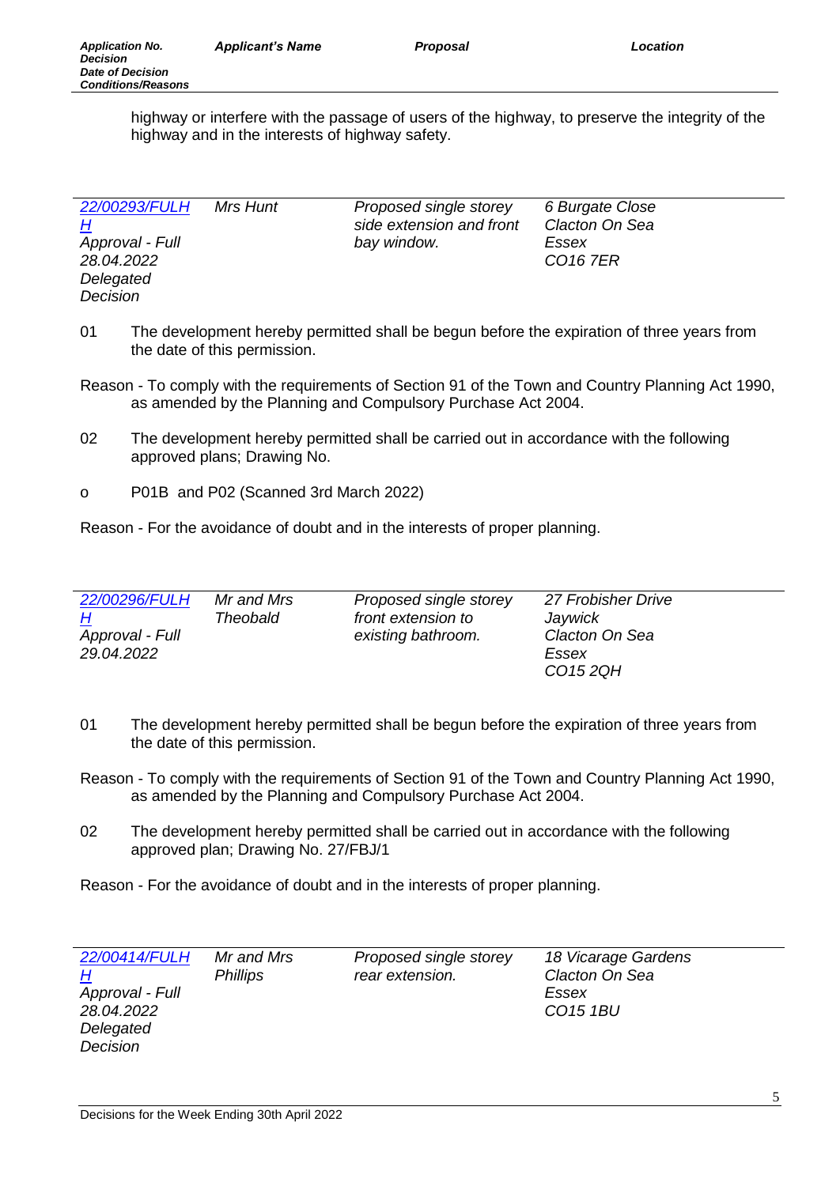highway or interfere with the passage of users of the highway, to preserve the integrity of the highway and in the interests of highway safety.

| Application No. / Decision / Date of Decision | Applicant's Name | Proposal | Location |
| --- | --- | --- | --- |
| *22/00293/FULHH* *Approval - Full* *28.04.2022* *Delegated Decision* | *Mrs Hunt* | *Proposed single storey side extension and front bay window.* | *6 Burgate Close Clacton On Sea Essex CO16 7ER* |

01 The development hereby permitted shall be begun before the expiration of three years from the date of this permission.

Reason - To comply with the requirements of Section 91 of the Town and Country Planning Act 1990, as amended by the Planning and Compulsory Purchase Act 2004.

02 The development hereby permitted shall be carried out in accordance with the following approved plans; Drawing No.

- P01B and P02 (Scanned 3rd March 2022)

Reason - For the avoidance of doubt and in the interests of proper planning.

| Application No. / Decision / Date of Decision | Applicant's Name | Proposal | Location |
| --- | --- | --- | --- |
| *22/00296/FULHH* *Approval - Full* *29.04.2022* | *Mr and Mrs Theobald* | *Proposed single storey front extension to existing bathroom.* | *27 Frobisher Drive Jaywick Clacton On Sea Essex CO15 2QH* |

01 The development hereby permitted shall be begun before the expiration of three years from the date of this permission.

Reason - To comply with the requirements of Section 91 of the Town and Country Planning Act 1990, as amended by the Planning and Compulsory Purchase Act 2004.

02 The development hereby permitted shall be carried out in accordance with the following approved plan; Drawing No. 27/FBJ/1

Reason - For the avoidance of doubt and in the interests of proper planning.

| Application No. / Decision / Date of Decision | Applicant's Name | Proposal | Location |
| --- | --- | --- | --- |
| *22/00414/FULHH* *Approval - Full* *28.04.2022* *Delegated Decision* | *Mr and Mrs Phillips* | *Proposed single storey rear extension.* | *18 Vicarage Gardens Clacton On Sea Essex CO15 1BU* |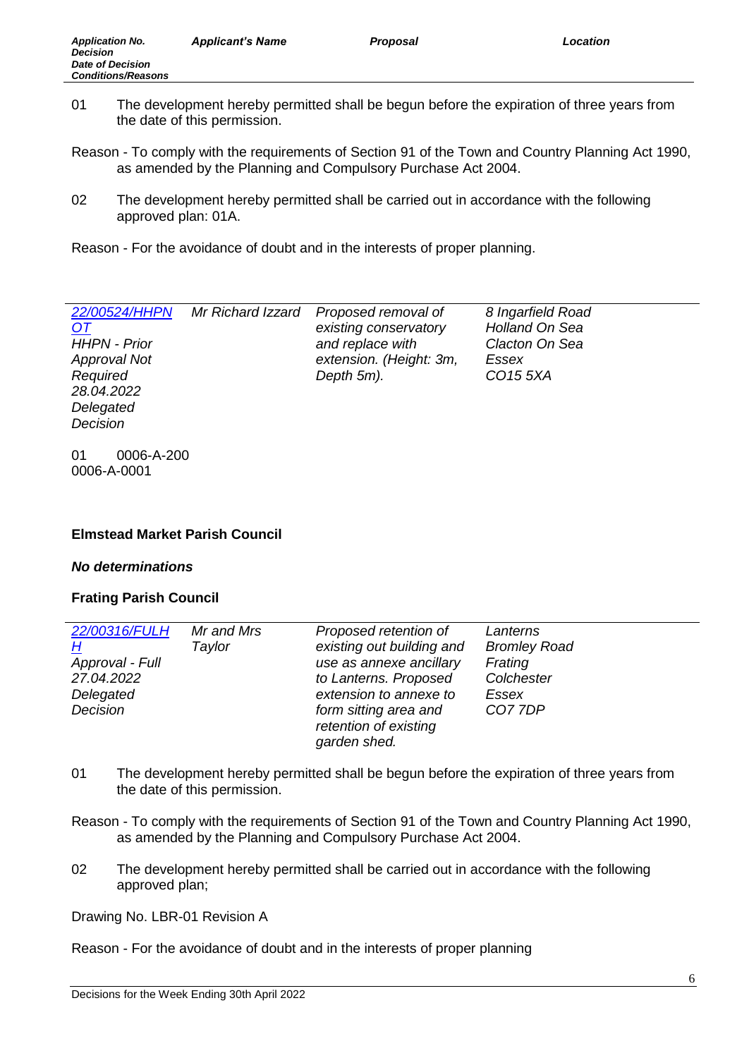| Application No. Decision Date of Decision Conditions/Reasons | Applicant's Name | Proposal | Location |
|---|---|---|---|

01 The development hereby permitted shall be begun before the expiration of three years from the date of this permission.

Reason - To comply with the requirements of Section 91 of the Town and Country Planning Act 1990, as amended by the Planning and Compulsory Purchase Act 2004.

02 The development hereby permitted shall be carried out in accordance with the following approved plan: 01A.

Reason - For the avoidance of doubt and in the interests of proper planning.

| | | | |
|---|---|---|---|
| *22/00524/HHPNOT* *HHPN - Prior Approval Not Required* *28.04.2022* *Delegated Decision* | *Mr Richard Izzard* | *Proposed removal of existing conservatory and replace with extension. (Height: 3m, Depth 5m).* | *8 Ingarfield Road* *Holland On Sea* *Clacton On Sea* *Essex* *CO15 5XA* |

01 0006-A-200
0006-A-0001

**Elmstead Market Parish Council**

***No determinations***

**Frating Parish Council**

| | | | |
|---|---|---|---|
| *22/00316/FULHH* *Approval - Full* *27.04.2022* *Delegated Decision* | *Mr and Mrs Taylor* | *Proposed retention of existing out building and use as annexe ancillary to Lanterns. Proposed extension to annexe to form sitting area and retention of existing garden shed.* | *Lanterns* *Bromley Road* *Frating* *Colchester* *Essex* *CO7 7DP* |

01 The development hereby permitted shall be begun before the expiration of three years from the date of this permission.

Reason - To comply with the requirements of Section 91 of the Town and Country Planning Act 1990, as amended by the Planning and Compulsory Purchase Act 2004.

02 The development hereby permitted shall be carried out in accordance with the following approved plan;

Drawing No. LBR-01 Revision A

Reason - For the avoidance of doubt and in the interests of proper planning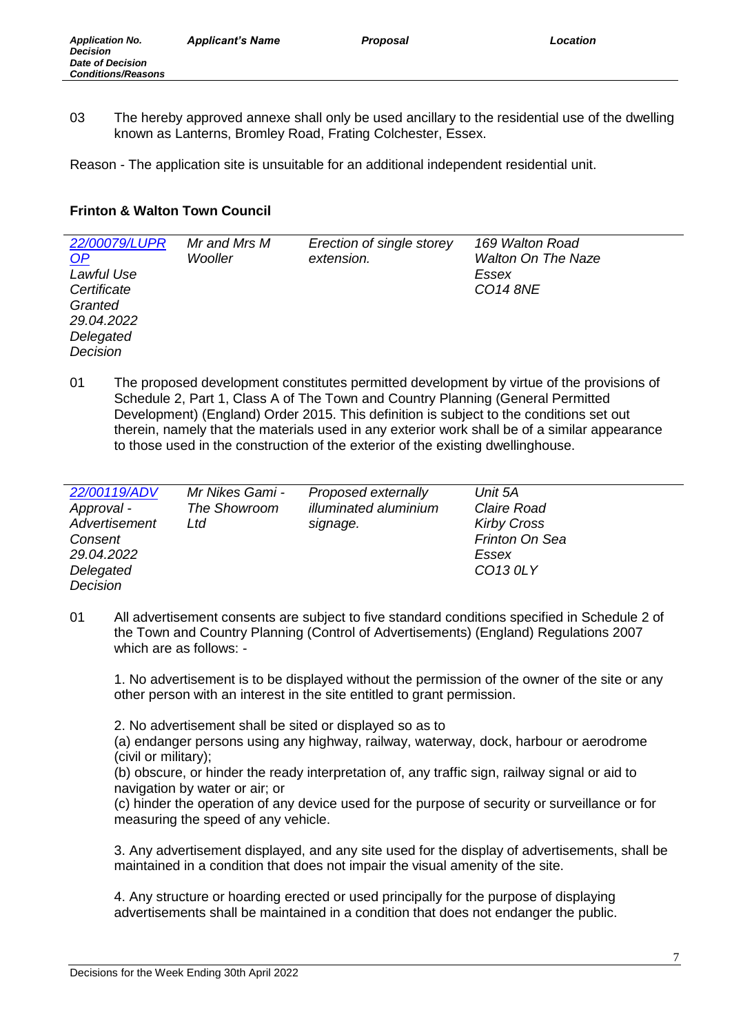03 The hereby approved annexe shall only be used ancillary to the residential use of the dwelling known as Lanterns, Bromley Road, Frating Colchester, Essex.

Reason - The application site is unsuitable for an additional independent residential unit.

**Frinton & Walton Town Council**

| Application No. / Decision / Date of Decision | Applicant's Name | Proposal | Location |
|---|---|---|---|
| *22/00079/LUPROP* *Lawful Use Certificate Granted* *29.04.2022* *Delegated Decision* | *Mr and Mrs M Wooller* | *Erection of single storey extension.* | *169 Walton Road Walton On The Naze Essex CO14 8NE* |

01 The proposed development constitutes permitted development by virtue of the provisions of Schedule 2, Part 1, Class A of The Town and Country Planning (General Permitted Development) (England) Order 2015. This definition is subject to the conditions set out therein, namely that the materials used in any exterior work shall be of a similar appearance to those used in the construction of the exterior of the existing dwellinghouse.

| Application No. / Decision / Date of Decision | Applicant's Name | Proposal | Location |
|---|---|---|---|
| *22/00119/ADV* *Approval - Advertisement Consent* *29.04.2022* *Delegated Decision* | *Mr Nikes Gami - The Showroom Ltd* | *Proposed externally illuminated aluminium signage.* | *Unit 5A Claire Road Kirby Cross Frinton On Sea Essex CO13 0LY* |

01 All advertisement consents are subject to five standard conditions specified in Schedule 2 of the Town and Country Planning (Control of Advertisements) (England) Regulations 2007 which are as follows: -

1. No advertisement is to be displayed without the permission of the owner of the site or any other person with an interest in the site entitled to grant permission.

2. No advertisement shall be sited or displayed so as to
(a) endanger persons using any highway, railway, waterway, dock, harbour or aerodrome (civil or military);
(b) obscure, or hinder the ready interpretation of, any traffic sign, railway signal or aid to navigation by water or air; or
(c) hinder the operation of any device used for the purpose of security or surveillance or for measuring the speed of any vehicle.

3. Any advertisement displayed, and any site used for the display of advertisements, shall be maintained in a condition that does not impair the visual amenity of the site.

4. Any structure or hoarding erected or used principally for the purpose of displaying advertisements shall be maintained in a condition that does not endanger the public.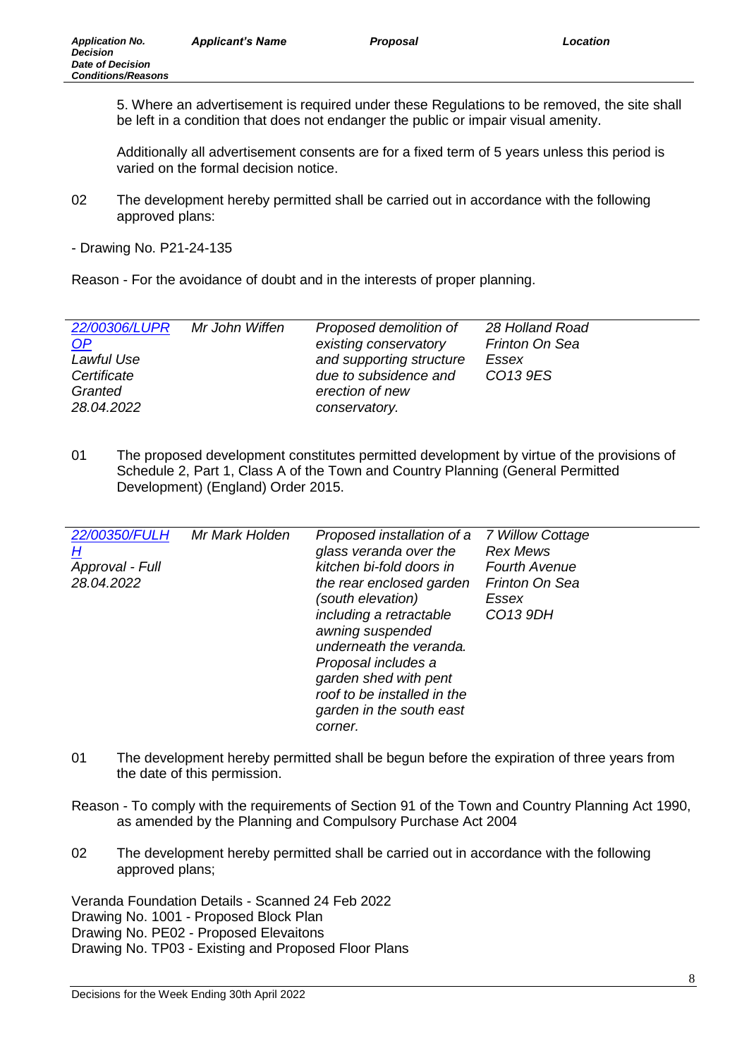5. Where an advertisement is required under these Regulations to be removed, the site shall be left in a condition that does not endanger the public or impair visual amenity.

Additionally all advertisement consents are for a fixed term of 5 years unless this period is varied on the formal decision notice.

02 The development hereby permitted shall be carried out in accordance with the following approved plans:

- Drawing No. P21-24-135

Reason - For the avoidance of doubt and in the interests of proper planning.

| Application No. / Decision / Date of Decision | Applicant's Name | Proposal | Location |
|---|---|---|---|
| *22/00306/LUPROP* *Lawful Use Certificate Granted* *28.04.2022* | *Mr John Wiffen* | *Proposed demolition of existing conservatory and supporting structure due to subsidence and erection of new conservatory.* | *28 Holland Road Frinton On Sea Essex CO13 9ES* |

01 The proposed development constitutes permitted development by virtue of the provisions of Schedule 2, Part 1, Class A of the Town and Country Planning (General Permitted Development) (England) Order 2015.

| Application No. / Decision / Date of Decision | Applicant's Name | Proposal | Location |
|---|---|---|---|
| *22/00350/FULHH* *Approval - Full* *28.04.2022* | *Mr Mark Holden* | *Proposed installation of a glass veranda over the kitchen bi-fold doors in the rear enclosed garden (south elevation) including a retractable awning suspended underneath the veranda. Proposal includes a garden shed with pent roof to be installed in the garden in the south east corner.* | *7 Willow Cottage Rex Mews Fourth Avenue Frinton On Sea Essex CO13 9DH* |

01 The development hereby permitted shall be begun before the expiration of three years from the date of this permission.

Reason - To comply with the requirements of Section 91 of the Town and Country Planning Act 1990, as amended by the Planning and Compulsory Purchase Act 2004

02 The development hereby permitted shall be carried out in accordance with the following approved plans;

Veranda Foundation Details - Scanned 24 Feb 2022
Drawing No. 1001 - Proposed Block Plan
Drawing No. PE02 - Proposed Elevaitons
Drawing No. TP03 - Existing and Proposed Floor Plans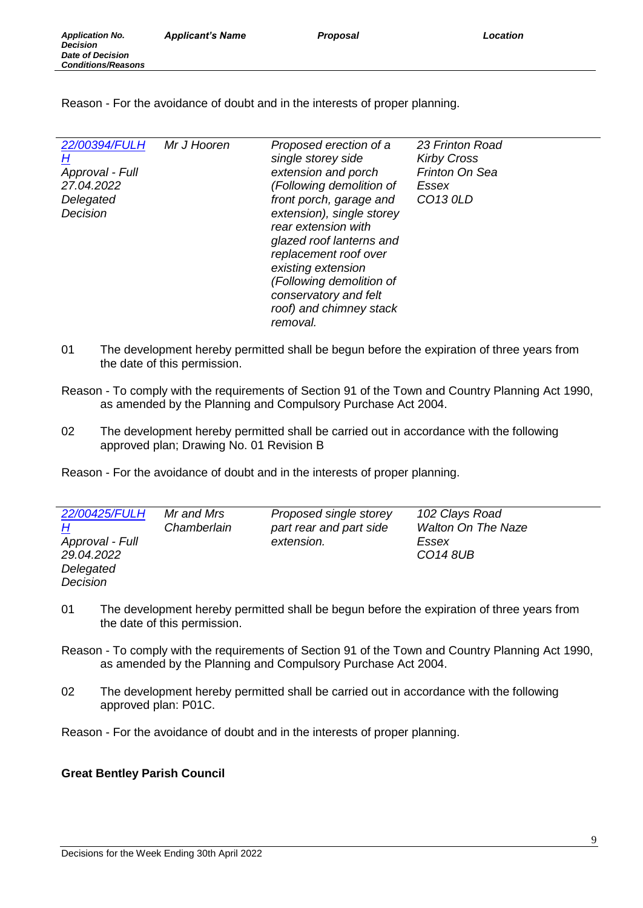Reason - For the avoidance of doubt and in the interests of proper planning.

| Application No. / Decision / Date of Decision / Conditions/Reasons | Applicant's Name | Proposal | Location |
| --- | --- | --- | --- |
| *22/00394/FULHH* *Approval - Full* *27.04.2022* *Delegated Decision* | *Mr J Hooren* | *Proposed erection of a single storey side extension and porch (Following demolition of front porch, garage and extension), single storey rear extension with glazed roof lanterns and replacement roof over existing extension (Following demolition of conservatory and felt roof) and chimney stack removal.* | *23 Frinton Road Kirby Cross Frinton On Sea Essex CO13 0LD* |

01 The development hereby permitted shall be begun before the expiration of three years from the date of this permission.

Reason - To comply with the requirements of Section 91 of the Town and Country Planning Act 1990, as amended by the Planning and Compulsory Purchase Act 2004.

02 The development hereby permitted shall be carried out in accordance with the following approved plan; Drawing No. 01 Revision B

Reason - For the avoidance of doubt and in the interests of proper planning.

| Application No. / Decision / Date of Decision / Conditions/Reasons | Applicant's Name | Proposal | Location |
| --- | --- | --- | --- |
| *22/00425/FULHH* *Approval - Full* *29.04.2022* *Delegated Decision* | *Mr and Mrs Chamberlain* | *Proposed single storey part rear and part side extension.* | *102 Clays Road Walton On The Naze Essex CO14 8UB* |

01 The development hereby permitted shall be begun before the expiration of three years from the date of this permission.

Reason - To comply with the requirements of Section 91 of the Town and Country Planning Act 1990, as amended by the Planning and Compulsory Purchase Act 2004.

02 The development hereby permitted shall be carried out in accordance with the following approved plan: P01C.

Reason - For the avoidance of doubt and in the interests of proper planning.

**Great Bentley Parish Council**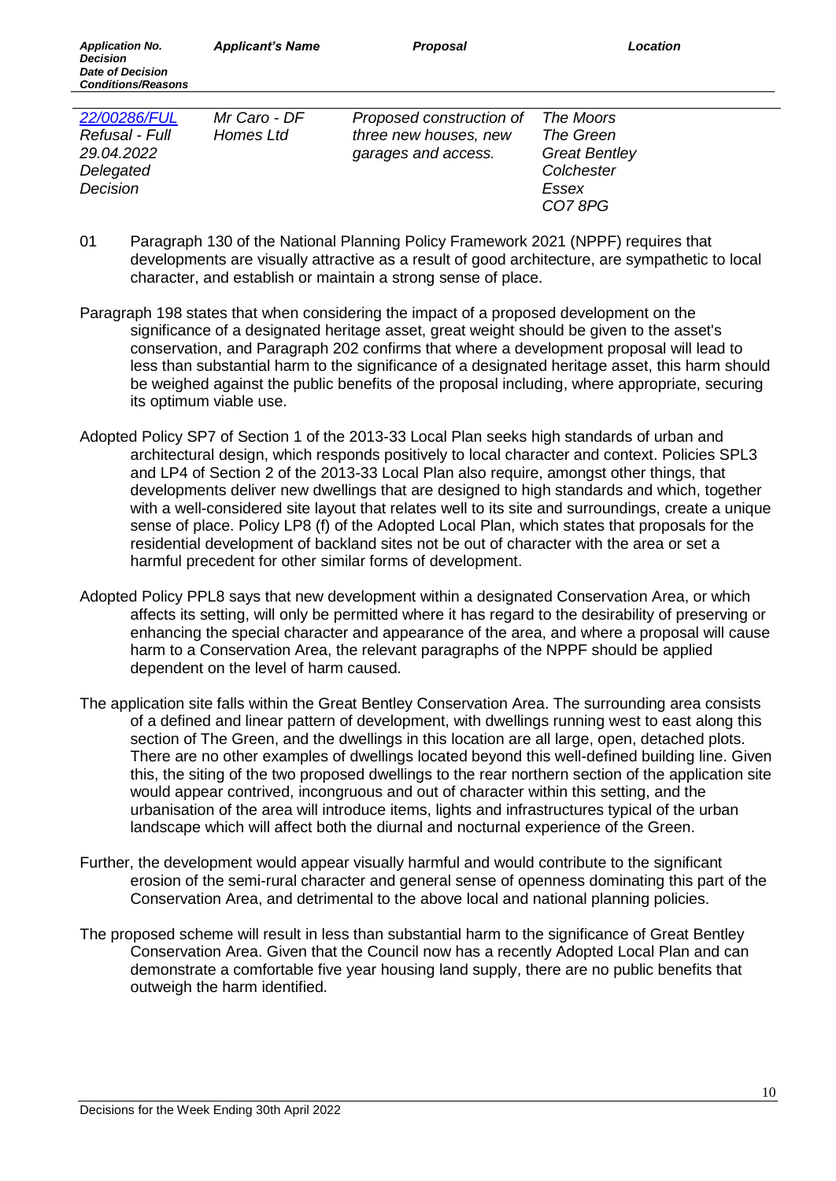| *Application No. Decision Date of Decision Conditions/Reasons* | *Applicant's Name* | *Proposal* | *Location* |
|---|---|---|---|
| *22/00286/FUL Refusal - Full 29.04.2022 Delegated Decision* | *Mr Caro - DF Homes Ltd* | *Proposed construction of three new houses, new garages and access.* | *The Moors The Green Great Bentley Colchester Essex CO7 8PG* |

01 Paragraph 130 of the National Planning Policy Framework 2021 (NPPF) requires that developments are visually attractive as a result of good architecture, are sympathetic to local character, and establish or maintain a strong sense of place.

Paragraph 198 states that when considering the impact of a proposed development on the significance of a designated heritage asset, great weight should be given to the asset's conservation, and Paragraph 202 confirms that where a development proposal will lead to less than substantial harm to the significance of a designated heritage asset, this harm should be weighed against the public benefits of the proposal including, where appropriate, securing its optimum viable use.

Adopted Policy SP7 of Section 1 of the 2013-33 Local Plan seeks high standards of urban and architectural design, which responds positively to local character and context. Policies SPL3 and LP4 of Section 2 of the 2013-33 Local Plan also require, amongst other things, that developments deliver new dwellings that are designed to high standards and which, together with a well-considered site layout that relates well to its site and surroundings, create a unique sense of place. Policy LP8 (f) of the Adopted Local Plan, which states that proposals for the residential development of backland sites not be out of character with the area or set a harmful precedent for other similar forms of development.

Adopted Policy PPL8 says that new development within a designated Conservation Area, or which affects its setting, will only be permitted where it has regard to the desirability of preserving or enhancing the special character and appearance of the area, and where a proposal will cause harm to a Conservation Area, the relevant paragraphs of the NPPF should be applied dependent on the level of harm caused.

The application site falls within the Great Bentley Conservation Area. The surrounding area consists of a defined and linear pattern of development, with dwellings running west to east along this section of The Green, and the dwellings in this location are all large, open, detached plots. There are no other examples of dwellings located beyond this well-defined building line. Given this, the siting of the two proposed dwellings to the rear northern section of the application site would appear contrived, incongruous and out of character within this setting, and the urbanisation of the area will introduce items, lights and infrastructures typical of the urban landscape which will affect both the diurnal and nocturnal experience of the Green.

Further, the development would appear visually harmful and would contribute to the significant erosion of the semi-rural character and general sense of openness dominating this part of the Conservation Area, and detrimental to the above local and national planning policies.

The proposed scheme will result in less than substantial harm to the significance of Great Bentley Conservation Area. Given that the Council now has a recently Adopted Local Plan and can demonstrate a comfortable five year housing land supply, there are no public benefits that outweigh the harm identified.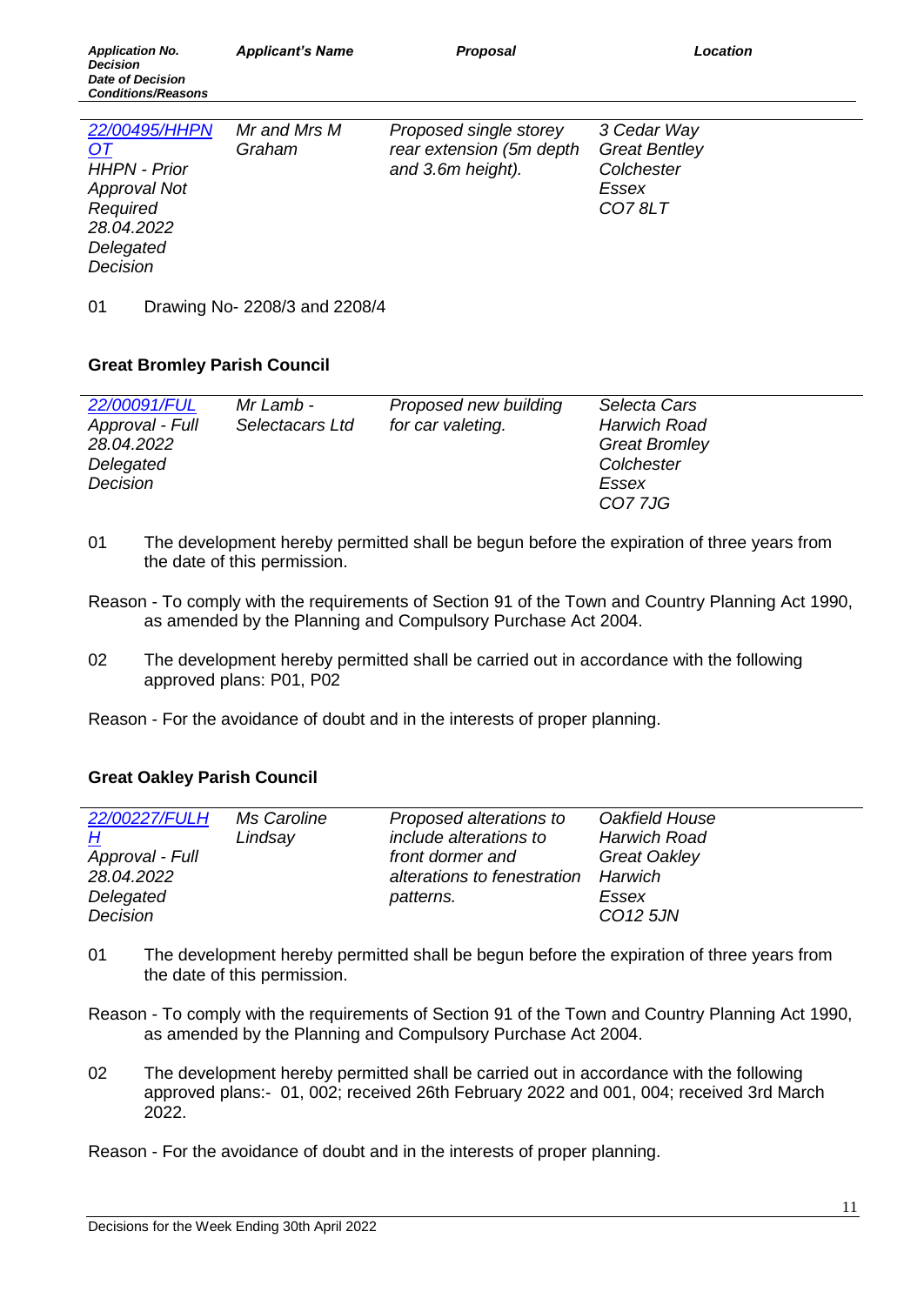| Application No. Decision Date of Decision Conditions/Reasons | Applicant's Name | Proposal | Location |
|---|---|---|---|
| 22/00495/HHPNOT HHPN - Prior Approval Not Required 28.04.2022 Delegated Decision | Mr and Mrs M Graham | Proposed single storey rear extension (5m depth and 3.6m height). | 3 Cedar Way Great Bentley Colchester Essex CO7 8LT |

01 Drawing No- 2208/3 and 2208/4

## Great Bromley Parish Council

| Application No. Decision Date of Decision Conditions/Reasons | Applicant's Name | Proposal | Location |
|---|---|---|---|
| 22/00091/FUL Approval - Full 28.04.2022 Delegated Decision | Mr Lamb - Selectacars Ltd | Proposed new building for car valeting. | Selecta Cars Harwich Road Great Bromley Colchester Essex CO7 7JG |

01 The development hereby permitted shall be begun before the expiration of three years from the date of this permission.

Reason - To comply with the requirements of Section 91 of the Town and Country Planning Act 1990, as amended by the Planning and Compulsory Purchase Act 2004.

02 The development hereby permitted shall be carried out in accordance with the following approved plans: P01, P02

Reason - For the avoidance of doubt and in the interests of proper planning.

## Great Oakley Parish Council

| Application No. Decision Date of Decision Conditions/Reasons | Applicant's Name | Proposal | Location |
|---|---|---|---|
| 22/00227/FULHH Approval - Full 28.04.2022 Delegated Decision | Ms Caroline Lindsay | Proposed alterations to include alterations to front dormer and alterations to fenestration patterns. | Oakfield House Harwich Road Great Oakley Harwich Essex CO12 5JN |

01 The development hereby permitted shall be begun before the expiration of three years from the date of this permission.

Reason - To comply with the requirements of Section 91 of the Town and Country Planning Act 1990, as amended by the Planning and Compulsory Purchase Act 2004.

02 The development hereby permitted shall be carried out in accordance with the following approved plans:- 01, 002; received 26th February 2022 and 001, 004; received 3rd March 2022.

Reason - For the avoidance of doubt and in the interests of proper planning.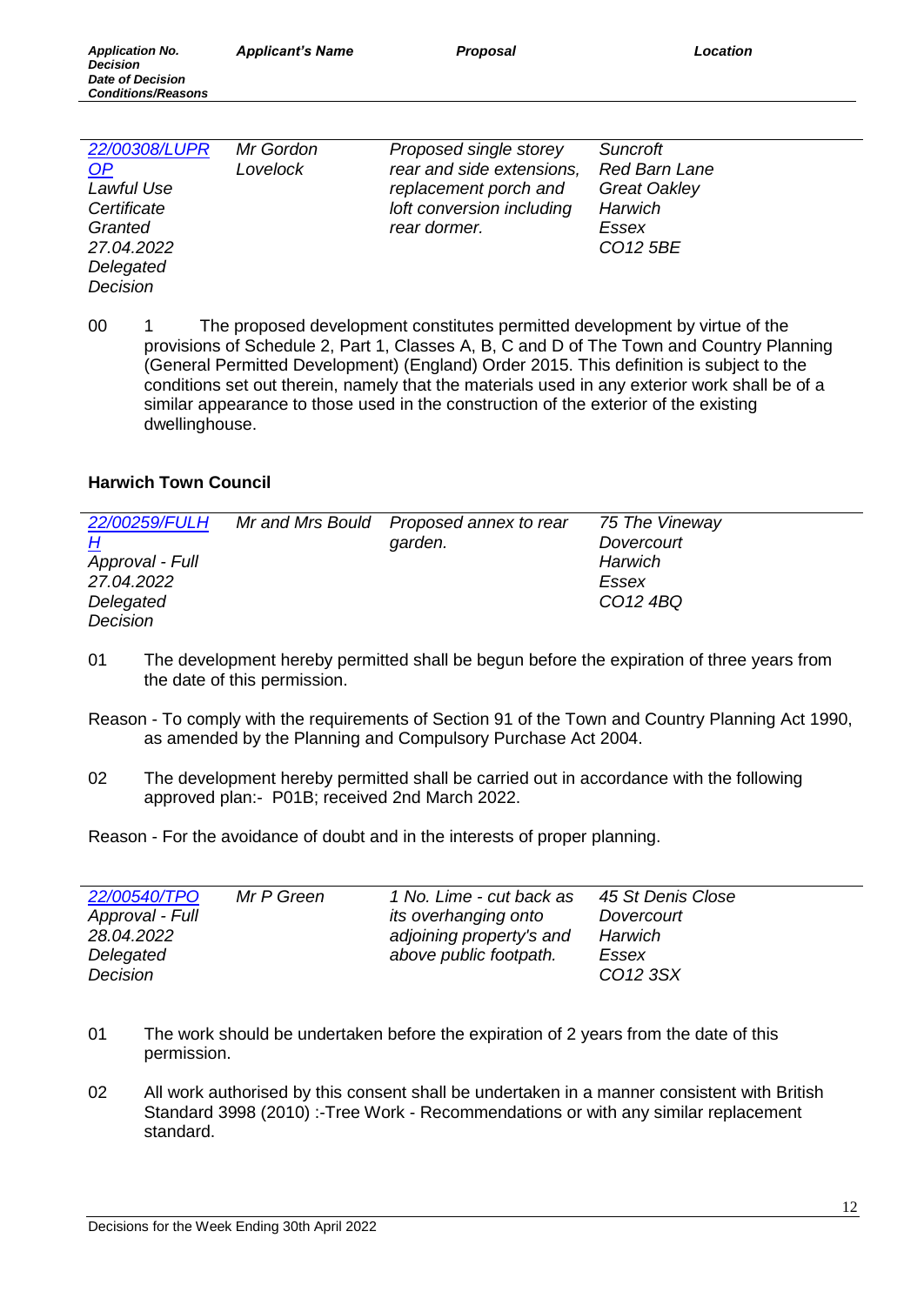| *Application No. Decision Date of Decision Conditions/Reasons* | *Applicant's Name* | *Proposal* | *Location* |
|---|---|---|---|

| *22/00308/LUPROP* *Lawful Use Certificate Granted* *27.04.2022* *Delegated Decision* | *Mr Gordon Lovelock* | *Proposed single storey rear and side extensions, replacement porch and loft conversion including rear dormer.* | *Suncroft Red Barn Lane Great Oakley Harwich Essex CO12 5BE* |
|---|---|---|---|

00 1 The proposed development constitutes permitted development by virtue of the provisions of Schedule 2, Part 1, Classes A, B, C and D of The Town and Country Planning (General Permitted Development) (England) Order 2015. This definition is subject to the conditions set out therein, namely that the materials used in any exterior work shall be of a similar appearance to those used in the construction of the exterior of the existing dwellinghouse.

**Harwich Town Council**

| *22/00259/FULHH* *Approval - Full* *27.04.2022* *Delegated Decision* | *Mr and Mrs Bould* | *Proposed annex to rear garden.* | *75 The Vineway Dovercourt Harwich Essex CO12 4BQ* |
|---|---|---|---|

01 The development hereby permitted shall be begun before the expiration of three years from the date of this permission.

Reason - To comply with the requirements of Section 91 of the Town and Country Planning Act 1990, as amended by the Planning and Compulsory Purchase Act 2004.

02 The development hereby permitted shall be carried out in accordance with the following approved plan:- P01B; received 2nd March 2022.

Reason - For the avoidance of doubt and in the interests of proper planning.

| *22/00540/TPO* *Approval - Full* *28.04.2022* *Delegated Decision* | *Mr P Green* | *1 No. Lime - cut back as its overhanging onto adjoining property's and above public footpath.* | *45 St Denis Close Dovercourt Harwich Essex CO12 3SX* |
|---|---|---|---|

01 The work should be undertaken before the expiration of 2 years from the date of this permission.

02 All work authorised by this consent shall be undertaken in a manner consistent with British Standard 3998 (2010) :-Tree Work - Recommendations or with any similar replacement standard.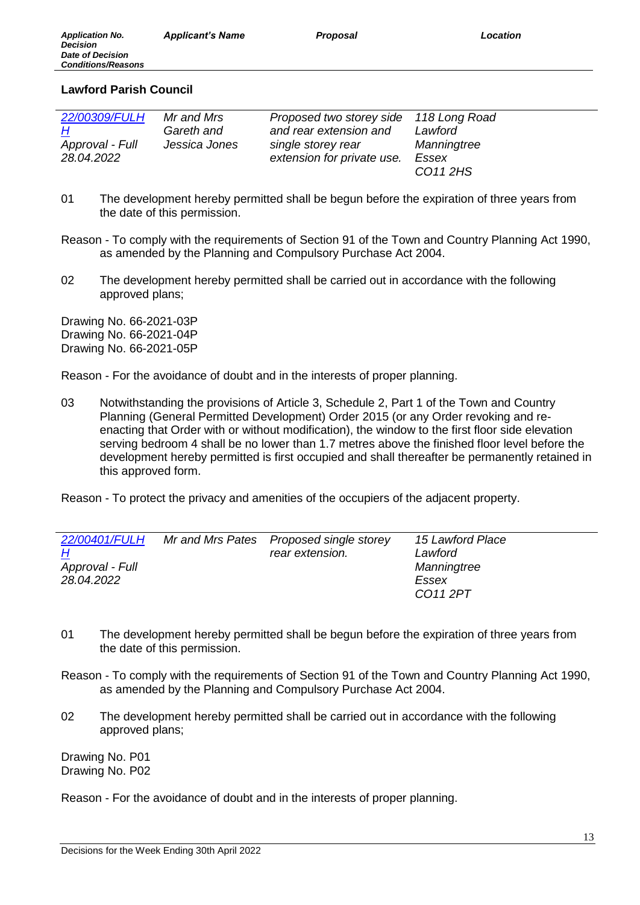| *Application No. Decision Date of Decision Conditions/Reasons* | *Applicant's Name* | *Proposal* | *Location* |
|---|---|---|---|

**Lawford Parish Council**

| *22/00309/FULHH* *Approval - Full* *28.04.2022* | *Mr and Mrs Gareth and Jessica Jones* | *Proposed two storey side and rear extension and single storey rear extension for private use.* | *118 Long Road Lawford Manningtree Essex CO11 2HS* |
|---|---|---|---|

01 The development hereby permitted shall be begun before the expiration of three years from the date of this permission.

Reason - To comply with the requirements of Section 91 of the Town and Country Planning Act 1990, as amended by the Planning and Compulsory Purchase Act 2004.

02 The development hereby permitted shall be carried out in accordance with the following approved plans;

Drawing No. 66-2021-03P
Drawing No. 66-2021-04P
Drawing No. 66-2021-05P

Reason - For the avoidance of doubt and in the interests of proper planning.

03 Notwithstanding the provisions of Article 3, Schedule 2, Part 1 of the Town and Country Planning (General Permitted Development) Order 2015 (or any Order revoking and re-enacting that Order with or without modification), the window to the first floor side elevation serving bedroom 4 shall be no lower than 1.7 metres above the finished floor level before the development hereby permitted is first occupied and shall thereafter be permanently retained in this approved form.

Reason - To protect the privacy and amenities of the occupiers of the adjacent property.

| *22/00401/FULHH* *Approval - Full* *28.04.2022* | *Mr and Mrs Pates* | *Proposed single storey rear extension.* | *15 Lawford Place Lawford Manningtree Essex CO11 2PT* |
|---|---|---|---|

01 The development hereby permitted shall be begun before the expiration of three years from the date of this permission.

Reason - To comply with the requirements of Section 91 of the Town and Country Planning Act 1990, as amended by the Planning and Compulsory Purchase Act 2004.

02 The development hereby permitted shall be carried out in accordance with the following approved plans;

Drawing No. P01
Drawing No. P02

Reason - For the avoidance of doubt and in the interests of proper planning.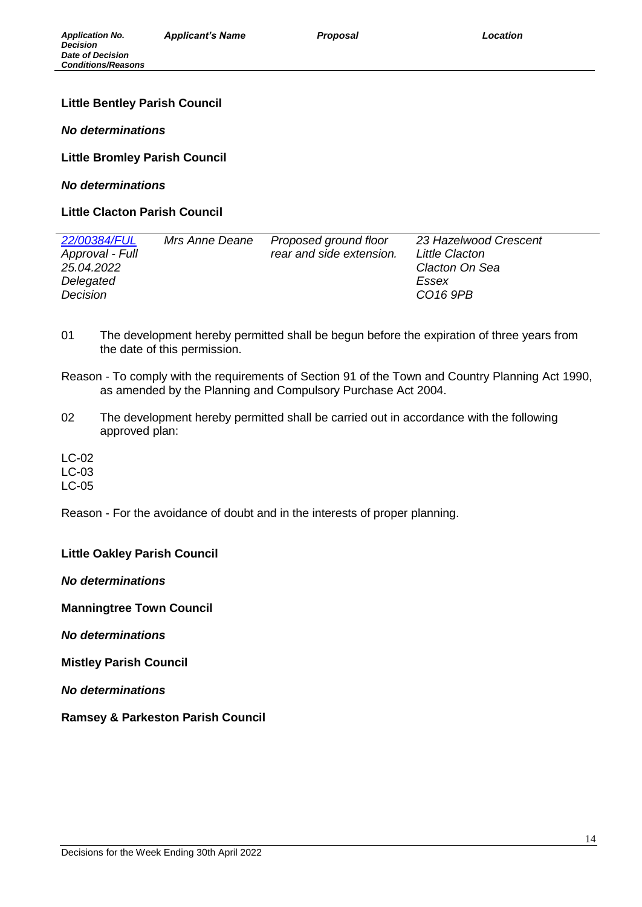| *Application No.*<br>*Decision*<br>*Date of Decision*<br>*Conditions/Reasons* | *Applicant's Name* | *Proposal* | *Location* |
|---|---|---|---|

**Little Bentley Parish Council**

***No determinations***

**Little Bromley Parish Council**

***No determinations***

**Little Clacton Parish Council**

| | | | |
|---|---|---|---|
| *22/00384/FUL*<br>*Approval - Full*<br>*25.04.2022*<br>*Delegated*<br>*Decision* | *Mrs Anne Deane* | *Proposed ground floor rear and side extension.* | *23 Hazelwood Crescent*<br>*Little Clacton*<br>*Clacton On Sea*<br>*Essex*<br>*CO16 9PB* |

01 The development hereby permitted shall be begun before the expiration of three years from the date of this permission.

Reason - To comply with the requirements of Section 91 of the Town and Country Planning Act 1990, as amended by the Planning and Compulsory Purchase Act 2004.

02 The development hereby permitted shall be carried out in accordance with the following approved plan:

LC-02
LC-03
LC-05

Reason - For the avoidance of doubt and in the interests of proper planning.

**Little Oakley Parish Council**

***No determinations***

**Manningtree Town Council**

***No determinations***

**Mistley Parish Council**

***No determinations***

**Ramsey & Parkeston Parish Council**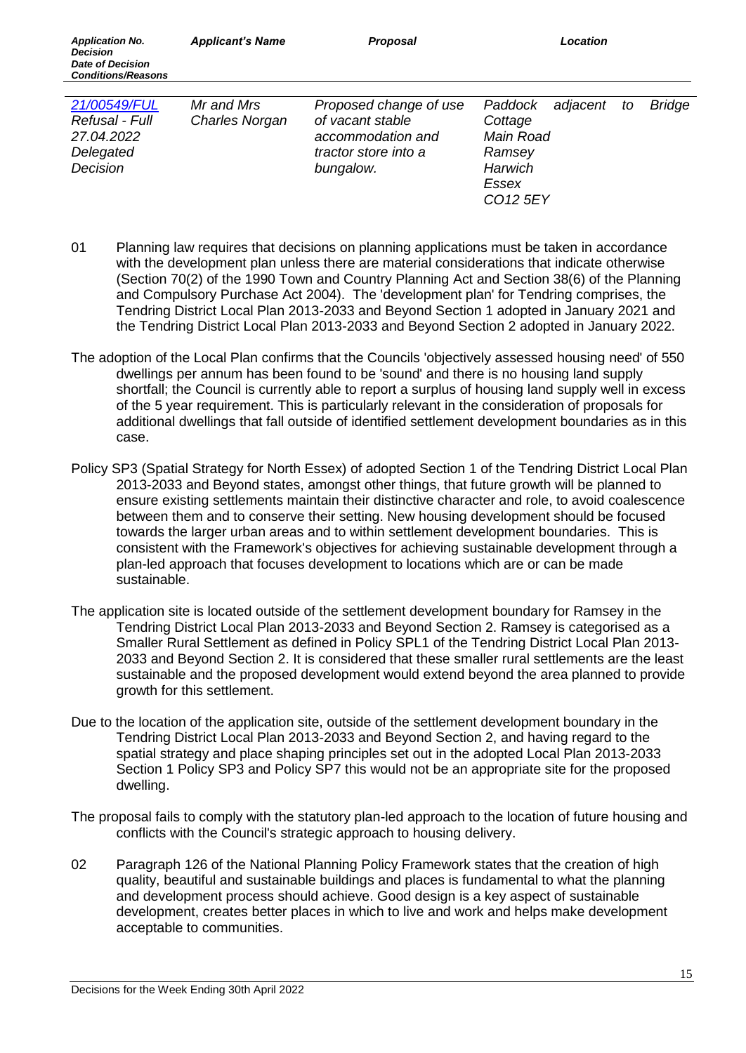| *Application No. Decision Date of Decision Conditions/Reasons* | *Applicant's Name* | *Proposal* | *Location* |
|---|---|---|---|
| *21/00549/FUL Refusal - Full 27.04.2022 Delegated Decision* | *Mr and Mrs Charles Norgan* | *Proposed change of use of vacant stable accommodation and tractor store into a bungalow.* | *Paddock adjacent to Bridge Cottage Main Road Ramsey Harwich Essex CO12 5EY* |

01 Planning law requires that decisions on planning applications must be taken in accordance with the development plan unless there are material considerations that indicate otherwise (Section 70(2) of the 1990 Town and Country Planning Act and Section 38(6) of the Planning and Compulsory Purchase Act 2004). The 'development plan' for Tendring comprises, the Tendring District Local Plan 2013-2033 and Beyond Section 1 adopted in January 2021 and the Tendring District Local Plan 2013-2033 and Beyond Section 2 adopted in January 2022.

The adoption of the Local Plan confirms that the Councils 'objectively assessed housing need' of 550 dwellings per annum has been found to be 'sound' and there is no housing land supply shortfall; the Council is currently able to report a surplus of housing land supply well in excess of the 5 year requirement. This is particularly relevant in the consideration of proposals for additional dwellings that fall outside of identified settlement development boundaries as in this case.

Policy SP3 (Spatial Strategy for North Essex) of adopted Section 1 of the Tendring District Local Plan 2013-2033 and Beyond states, amongst other things, that future growth will be planned to ensure existing settlements maintain their distinctive character and role, to avoid coalescence between them and to conserve their setting. New housing development should be focused towards the larger urban areas and to within settlement development boundaries. This is consistent with the Framework's objectives for achieving sustainable development through a plan-led approach that focuses development to locations which are or can be made sustainable.

The application site is located outside of the settlement development boundary for Ramsey in the Tendring District Local Plan 2013-2033 and Beyond Section 2. Ramsey is categorised as a Smaller Rural Settlement as defined in Policy SPL1 of the Tendring District Local Plan 2013-2033 and Beyond Section 2. It is considered that these smaller rural settlements are the least sustainable and the proposed development would extend beyond the area planned to provide growth for this settlement.

Due to the location of the application site, outside of the settlement development boundary in the Tendring District Local Plan 2013-2033 and Beyond Section 2, and having regard to the spatial strategy and place shaping principles set out in the adopted Local Plan 2013-2033 Section 1 Policy SP3 and Policy SP7 this would not be an appropriate site for the proposed dwelling.

The proposal fails to comply with the statutory plan-led approach to the location of future housing and conflicts with the Council's strategic approach to housing delivery.

02 Paragraph 126 of the National Planning Policy Framework states that the creation of high quality, beautiful and sustainable buildings and places is fundamental to what the planning and development process should achieve. Good design is a key aspect of sustainable development, creates better places in which to live and work and helps make development acceptable to communities.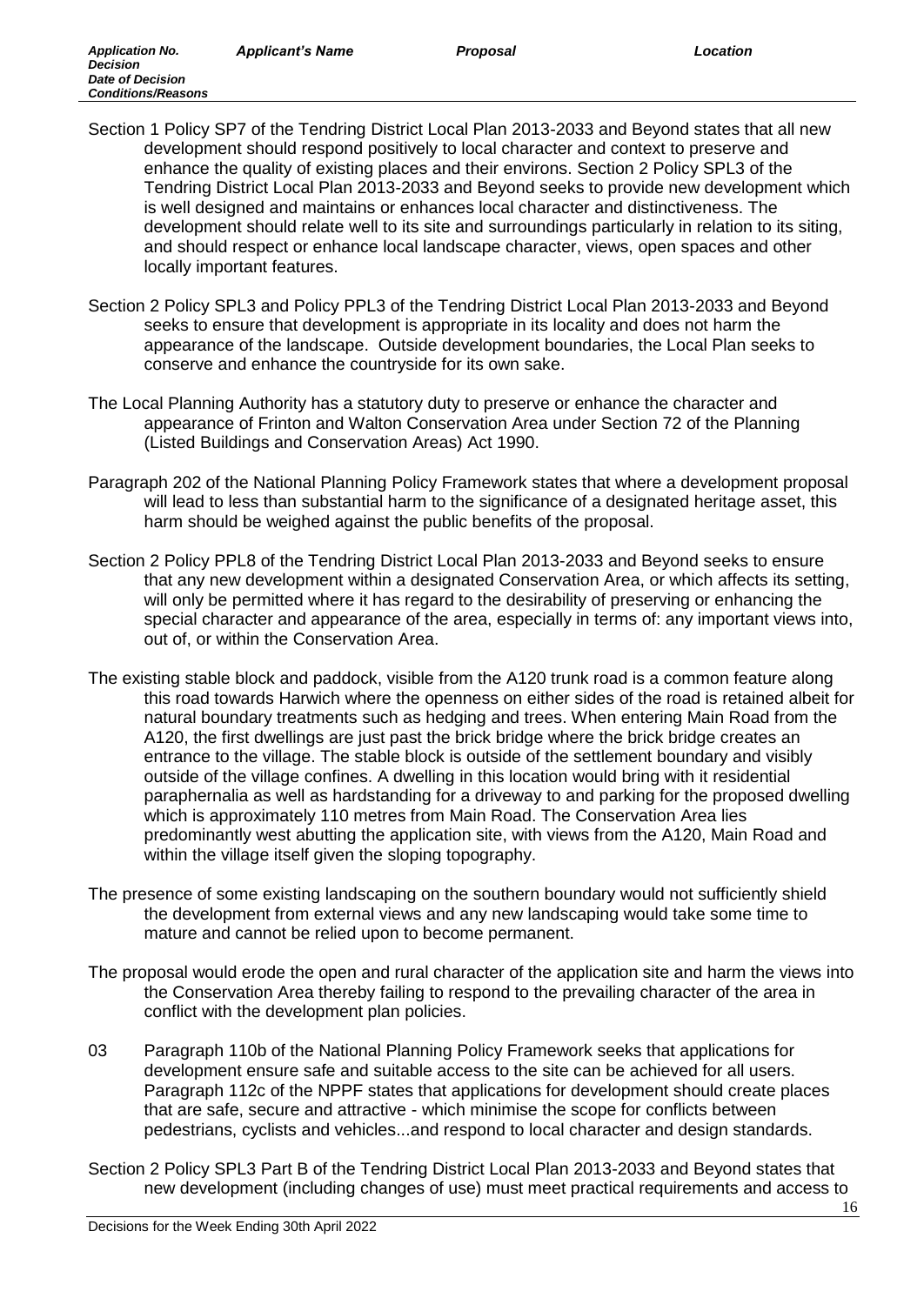Section 1 Policy SP7 of the Tendring District Local Plan 2013-2033 and Beyond states that all new development should respond positively to local character and context to preserve and enhance the quality of existing places and their environs. Section 2 Policy SPL3 of the Tendring District Local Plan 2013-2033 and Beyond seeks to provide new development which is well designed and maintains or enhances local character and distinctiveness. The development should relate well to its site and surroundings particularly in relation to its siting, and should respect or enhance local landscape character, views, open spaces and other locally important features.

Section 2 Policy SPL3 and Policy PPL3 of the Tendring District Local Plan 2013-2033 and Beyond seeks to ensure that development is appropriate in its locality and does not harm the appearance of the landscape. Outside development boundaries, the Local Plan seeks to conserve and enhance the countryside for its own sake.

The Local Planning Authority has a statutory duty to preserve or enhance the character and appearance of Frinton and Walton Conservation Area under Section 72 of the Planning (Listed Buildings and Conservation Areas) Act 1990.

Paragraph 202 of the National Planning Policy Framework states that where a development proposal will lead to less than substantial harm to the significance of a designated heritage asset, this harm should be weighed against the public benefits of the proposal.

Section 2 Policy PPL8 of the Tendring District Local Plan 2013-2033 and Beyond seeks to ensure that any new development within a designated Conservation Area, or which affects its setting, will only be permitted where it has regard to the desirability of preserving or enhancing the special character and appearance of the area, especially in terms of: any important views into, out of, or within the Conservation Area.

The existing stable block and paddock, visible from the A120 trunk road is a common feature along this road towards Harwich where the openness on either sides of the road is retained albeit for natural boundary treatments such as hedging and trees. When entering Main Road from the A120, the first dwellings are just past the brick bridge where the brick bridge creates an entrance to the village. The stable block is outside of the settlement boundary and visibly outside of the village confines. A dwelling in this location would bring with it residential paraphernalia as well as hardstanding for a driveway to and parking for the proposed dwelling which is approximately 110 metres from Main Road. The Conservation Area lies predominantly west abutting the application site, with views from the A120, Main Road and within the village itself given the sloping topography.

The presence of some existing landscaping on the southern boundary would not sufficiently shield the development from external views and any new landscaping would take some time to mature and cannot be relied upon to become permanent.

The proposal would erode the open and rural character of the application site and harm the views into the Conservation Area thereby failing to respond to the prevailing character of the area in conflict with the development plan policies.

03 Paragraph 110b of the National Planning Policy Framework seeks that applications for development ensure safe and suitable access to the site can be achieved for all users. Paragraph 112c of the NPPF states that applications for development should create places that are safe, secure and attractive - which minimise the scope for conflicts between pedestrians, cyclists and vehicles...and respond to local character and design standards.

Section 2 Policy SPL3 Part B of the Tendring District Local Plan 2013-2033 and Beyond states that new development (including changes of use) must meet practical requirements and access to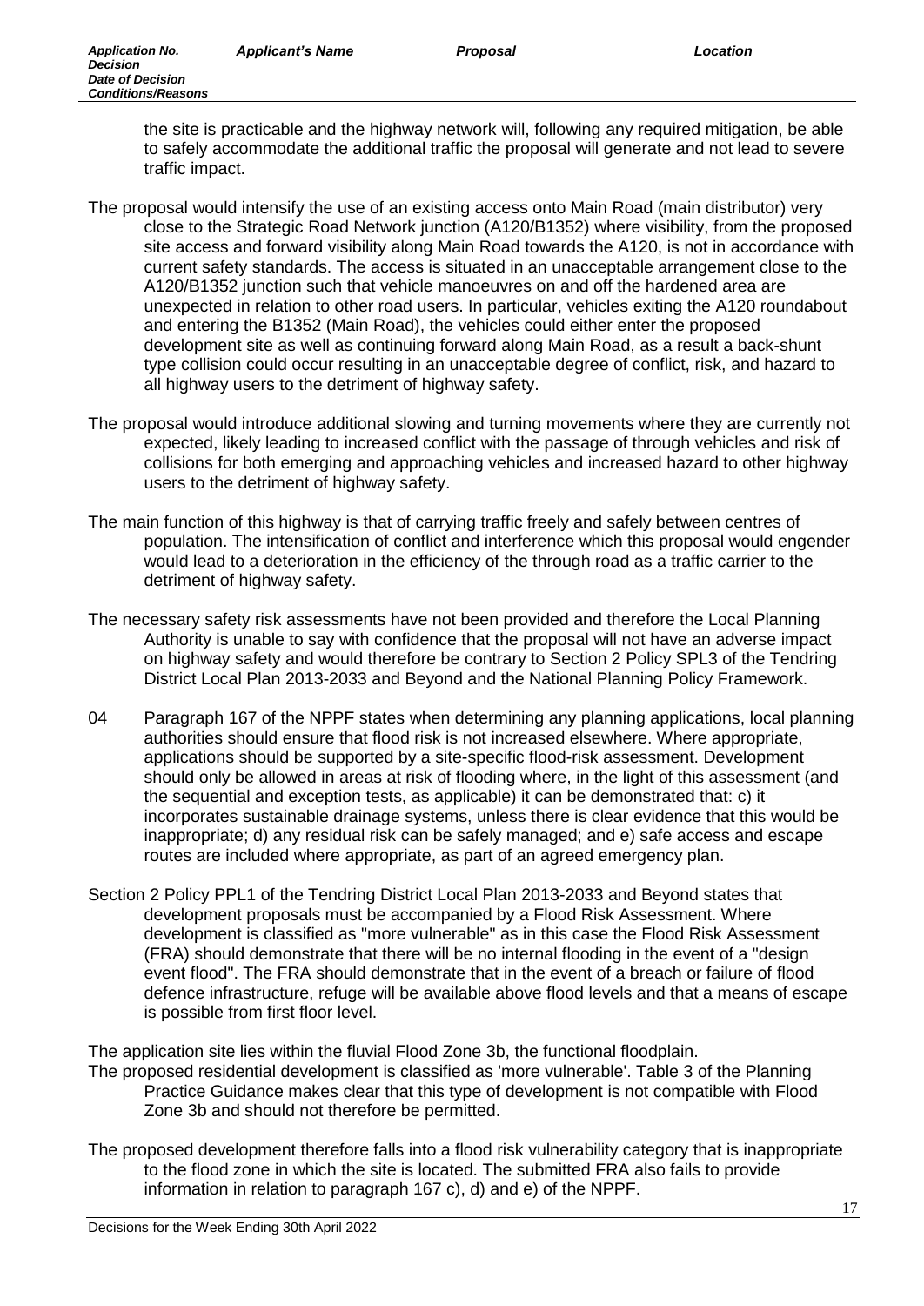the site is practicable and the highway network will, following any required mitigation, be able to safely accommodate the additional traffic the proposal will generate and not lead to severe traffic impact.

The proposal would intensify the use of an existing access onto Main Road (main distributor) very close to the Strategic Road Network junction (A120/B1352) where visibility, from the proposed site access and forward visibility along Main Road towards the A120, is not in accordance with current safety standards. The access is situated in an unacceptable arrangement close to the A120/B1352 junction such that vehicle manoeuvres on and off the hardened area are unexpected in relation to other road users. In particular, vehicles exiting the A120 roundabout and entering the B1352 (Main Road), the vehicles could either enter the proposed development site as well as continuing forward along Main Road, as a result a back-shunt type collision could occur resulting in an unacceptable degree of conflict, risk, and hazard to all highway users to the detriment of highway safety.

The proposal would introduce additional slowing and turning movements where they are currently not expected, likely leading to increased conflict with the passage of through vehicles and risk of collisions for both emerging and approaching vehicles and increased hazard to other highway users to the detriment of highway safety.

The main function of this highway is that of carrying traffic freely and safely between centres of population. The intensification of conflict and interference which this proposal would engender would lead to a deterioration in the efficiency of the through road as a traffic carrier to the detriment of highway safety.

The necessary safety risk assessments have not been provided and therefore the Local Planning Authority is unable to say with confidence that the proposal will not have an adverse impact on highway safety and would therefore be contrary to Section 2 Policy SPL3 of the Tendring District Local Plan 2013-2033 and Beyond and the National Planning Policy Framework.

04 Paragraph 167 of the NPPF states when determining any planning applications, local planning authorities should ensure that flood risk is not increased elsewhere. Where appropriate, applications should be supported by a site-specific flood-risk assessment. Development should only be allowed in areas at risk of flooding where, in the light of this assessment (and the sequential and exception tests, as applicable) it can be demonstrated that: c) it incorporates sustainable drainage systems, unless there is clear evidence that this would be inappropriate; d) any residual risk can be safely managed; and e) safe access and escape routes are included where appropriate, as part of an agreed emergency plan.

Section 2 Policy PPL1 of the Tendring District Local Plan 2013-2033 and Beyond states that development proposals must be accompanied by a Flood Risk Assessment. Where development is classified as "more vulnerable" as in this case the Flood Risk Assessment (FRA) should demonstrate that there will be no internal flooding in the event of a "design event flood". The FRA should demonstrate that in the event of a breach or failure of flood defence infrastructure, refuge will be available above flood levels and that a means of escape is possible from first floor level.

The application site lies within the fluvial Flood Zone 3b, the functional floodplain.

The proposed residential development is classified as 'more vulnerable'. Table 3 of the Planning Practice Guidance makes clear that this type of development is not compatible with Flood Zone 3b and should not therefore be permitted.

The proposed development therefore falls into a flood risk vulnerability category that is inappropriate to the flood zone in which the site is located. The submitted FRA also fails to provide information in relation to paragraph 167 c), d) and e) of the NPPF.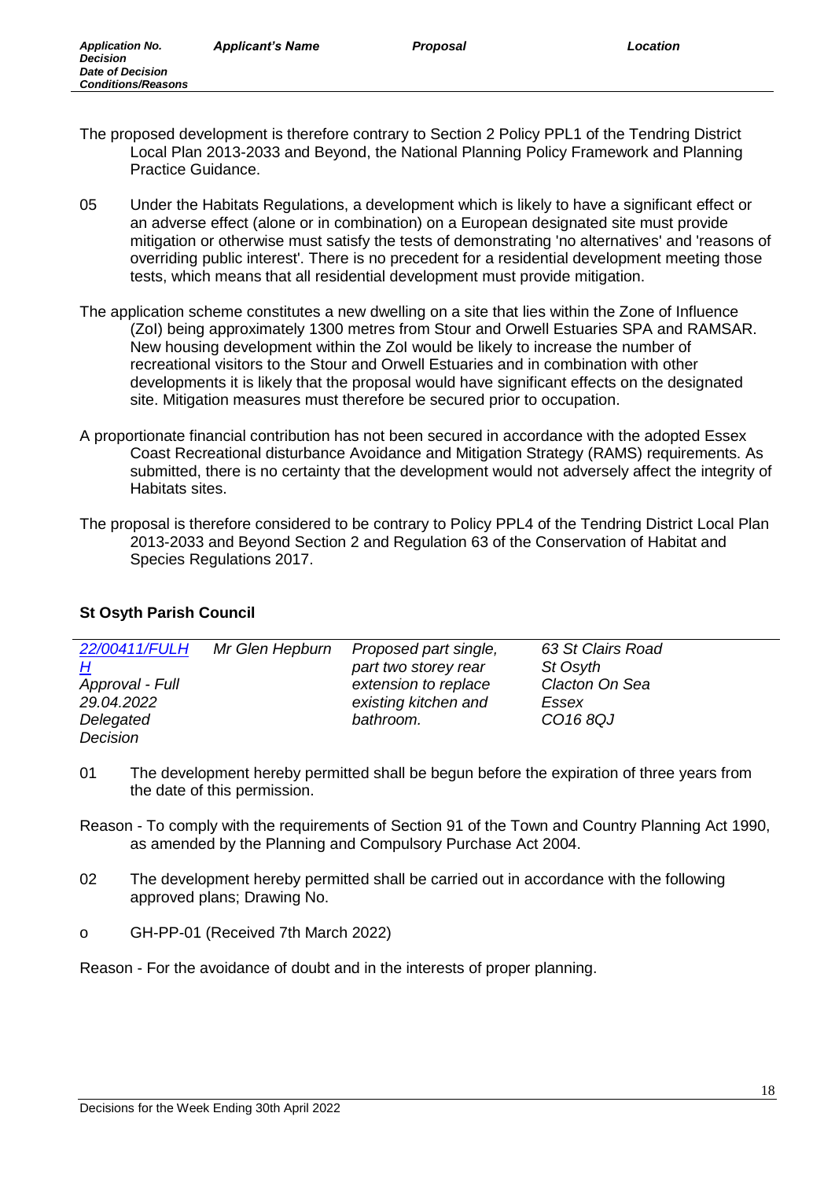The proposed development is therefore contrary to Section 2 Policy PPL1 of the Tendring District Local Plan 2013-2033 and Beyond, the National Planning Policy Framework and Planning Practice Guidance.

05 Under the Habitats Regulations, a development which is likely to have a significant effect or an adverse effect (alone or in combination) on a European designated site must provide mitigation or otherwise must satisfy the tests of demonstrating 'no alternatives' and 'reasons of overriding public interest'. There is no precedent for a residential development meeting those tests, which means that all residential development must provide mitigation.

The application scheme constitutes a new dwelling on a site that lies within the Zone of Influence (ZoI) being approximately 1300 metres from Stour and Orwell Estuaries SPA and RAMSAR. New housing development within the ZoI would be likely to increase the number of recreational visitors to the Stour and Orwell Estuaries and in combination with other developments it is likely that the proposal would have significant effects on the designated site. Mitigation measures must therefore be secured prior to occupation.

A proportionate financial contribution has not been secured in accordance with the adopted Essex Coast Recreational disturbance Avoidance and Mitigation Strategy (RAMS) requirements. As submitted, there is no certainty that the development would not adversely affect the integrity of Habitats sites.

The proposal is therefore considered to be contrary to Policy PPL4 of the Tendring District Local Plan 2013-2033 and Beyond Section 2 and Regulation 63 of the Conservation of Habitat and Species Regulations 2017.

## St Osyth Parish Council

| | | | |
|---|---|---|---|
| *22/00411/FULHH*<br>*Approval - Full*<br>*29.04.2022*<br>*Delegated Decision* | *Mr Glen Hepburn* | *Proposed part single, part two storey rear extension to replace existing kitchen and bathroom.* | *63 St Clairs Road*<br>*St Osyth*<br>*Clacton On Sea*<br>*Essex*<br>*CO16 8QJ* |

01 The development hereby permitted shall be begun before the expiration of three years from the date of this permission.

Reason - To comply with the requirements of Section 91 of the Town and Country Planning Act 1990, as amended by the Planning and Compulsory Purchase Act 2004.

02 The development hereby permitted shall be carried out in accordance with the following approved plans; Drawing No.

o GH-PP-01 (Received 7th March 2022)

Reason - For the avoidance of doubt and in the interests of proper planning.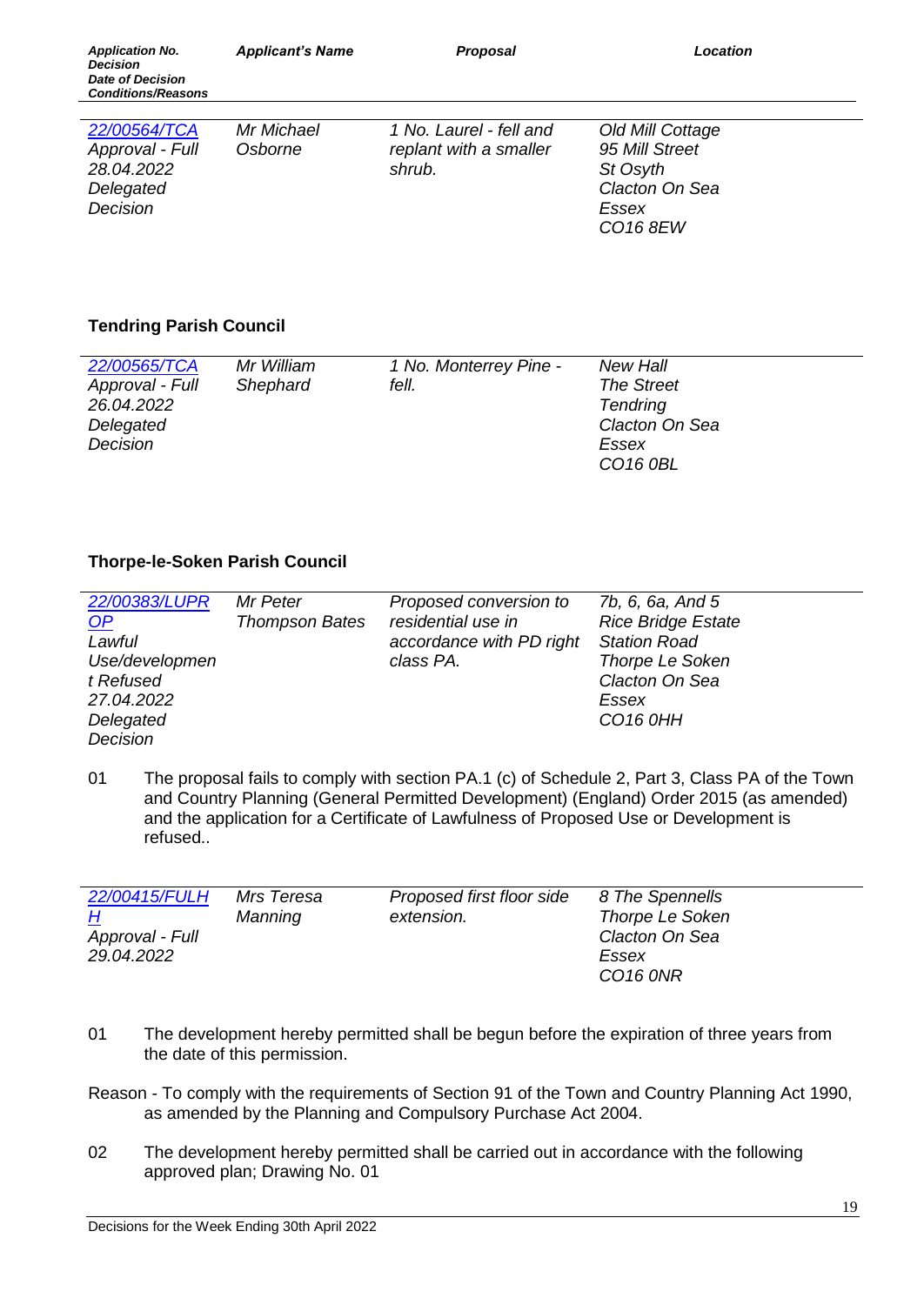| Application No. Decision Date of Decision Conditions/Reasons | Applicant's Name | Proposal | Location |
|---|---|---|---|
| 22/00564/TCA Approval - Full 28.04.2022 Delegated Decision | Mr Michael Osborne | 1 No. Laurel - fell and replant with a smaller shrub. | Old Mill Cottage 95 Mill Street St Osyth Clacton On Sea Essex CO16 8EW |

## Tendring Parish Council

| | | | |
|---|---|---|---|
| 22/00565/TCA Approval - Full 26.04.2022 Delegated Decision | Mr William Shephard | 1 No. Monterrey Pine - fell. | New Hall The Street Tendring Clacton On Sea Essex CO16 0BL |

## Thorpe-le-Soken Parish Council

| | | | |
|---|---|---|---|
| 22/00383/LUPROP Lawful Use/development Refused 27.04.2022 Delegated Decision | Mr Peter Thompson Bates | Proposed conversion to residential use in accordance with PD right class PA. | 7b, 6, 6a, And 5 Rice Bridge Estate Station Road Thorpe Le Soken Clacton On Sea Essex CO16 0HH |

01 The proposal fails to comply with section PA.1 (c) of Schedule 2, Part 3, Class PA of the Town and Country Planning (General Permitted Development) (England) Order 2015 (as amended) and the application for a Certificate of Lawfulness of Proposed Use or Development is refused..

| | | | |
|---|---|---|---|
| 22/00415/FULHH Approval - Full 29.04.2022 | Mrs Teresa Manning | Proposed first floor side extension. | 8 The Spennells Thorpe Le Soken Clacton On Sea Essex CO16 0NR |

01 The development hereby permitted shall be begun before the expiration of three years from the date of this permission.

Reason - To comply with the requirements of Section 91 of the Town and Country Planning Act 1990, as amended by the Planning and Compulsory Purchase Act 2004.

02 The development hereby permitted shall be carried out in accordance with the following approved plan; Drawing No. 01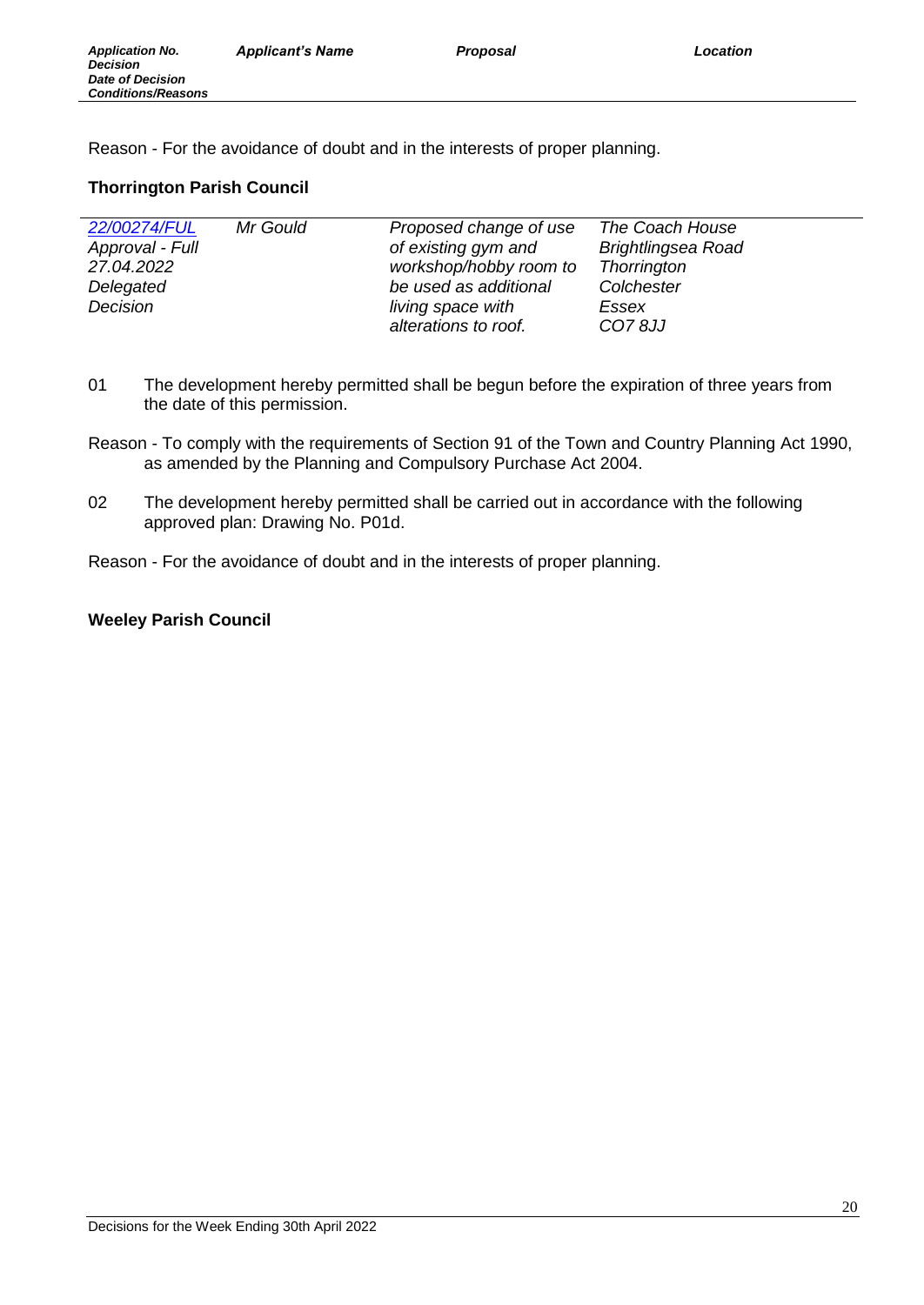Reason - For the avoidance of doubt and in the interests of proper planning.

**Thorrington Parish Council**

| Application No. Decision Date of Decision Conditions/Reasons | Applicant's Name | Proposal | Location |
|---|---|---|---|
| *22/00274/FUL* *Approval - Full* *27.04.2022* *Delegated Decision* | *Mr Gould* | *Proposed change of use of existing gym and workshop/hobby room to be used as additional living space with alterations to roof.* | *The Coach House Brightlingsea Road Thorrington Colchester Essex CO7 8JJ* |

01 The development hereby permitted shall be begun before the expiration of three years from the date of this permission.

Reason - To comply with the requirements of Section 91 of the Town and Country Planning Act 1990, as amended by the Planning and Compulsory Purchase Act 2004.

02 The development hereby permitted shall be carried out in accordance with the following approved plan: Drawing No. P01d.

Reason - For the avoidance of doubt and in the interests of proper planning.

**Weeley Parish Council**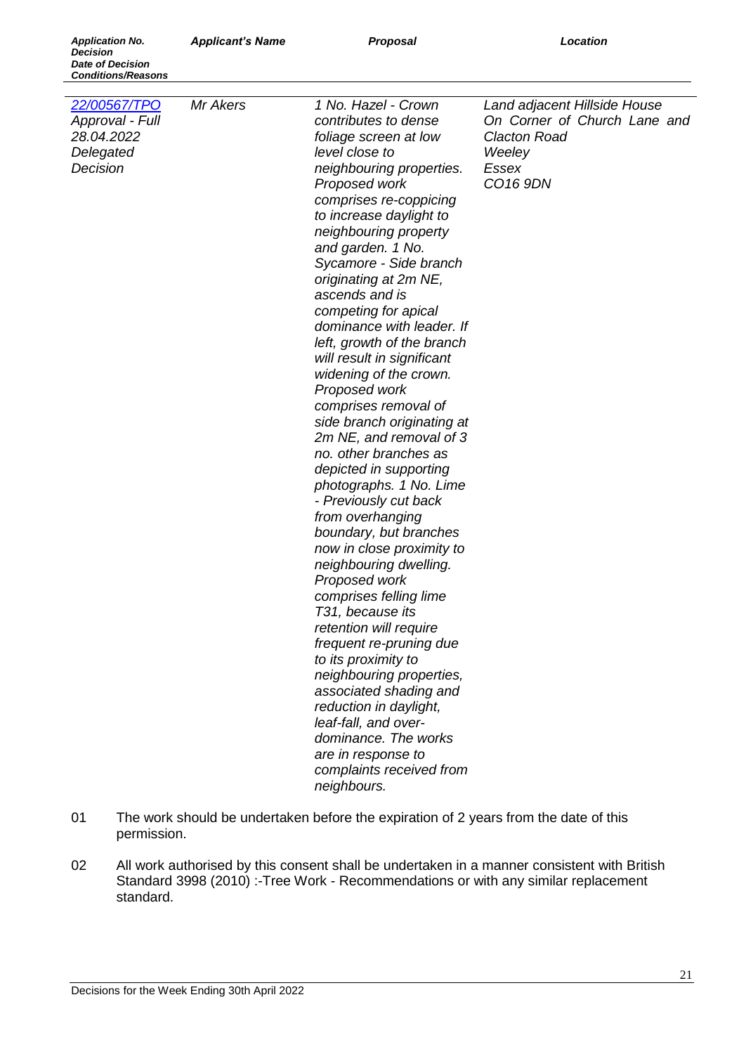| *Application No. Decision Date of Decision Conditions/Reasons* | *Applicant's Name* | *Proposal* | *Location* |
|---|---|---|---|
| *22/00567/TPO Approval - Full 28.04.2022 Delegated Decision* | *Mr Akers* | *1 No. Hazel - Crown contributes to dense foliage screen at low level close to neighbouring properties. Proposed work comprises re-coppicing to increase daylight to neighbouring property and garden. 1 No. Sycamore - Side branch originating at 2m NE, ascends and is competing for apical dominance with leader. If left, growth of the branch will result in significant widening of the crown. Proposed work comprises removal of side branch originating at 2m NE, and removal of 3 no. other branches as depicted in supporting photographs. 1 No. Lime - Previously cut back from overhanging boundary, but branches now in close proximity to neighbouring dwelling. Proposed work comprises felling lime T31, because its retention will require frequent re-pruning due to its proximity to neighbouring properties, associated shading and reduction in daylight, leaf-fall, and over-dominance. The works are in response to complaints received from neighbours.* | *Land adjacent Hillside House On Corner of Church Lane and Clacton Road Weeley Essex CO16 9DN* |

01 The work should be undertaken before the expiration of 2 years from the date of this permission.

02 All work authorised by this consent shall be undertaken in a manner consistent with British Standard 3998 (2010) :-Tree Work - Recommendations or with any similar replacement standard.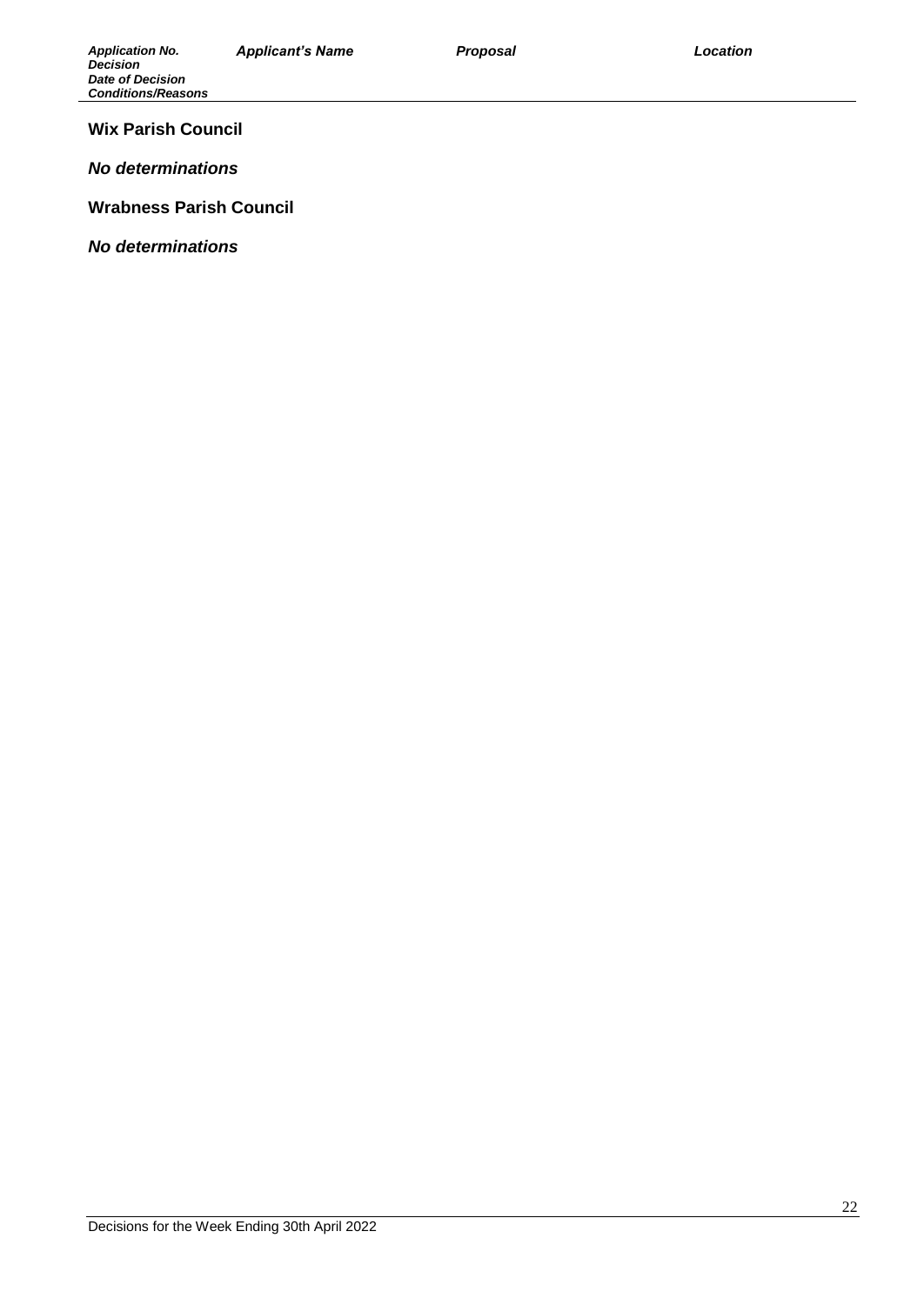| *Application No. Decision Date of Decision Conditions/Reasons* | *Applicant's Name* | *Proposal* | *Location* |
| --- | --- | --- | --- |

**Wix Parish Council**

***No determinations***

**Wrabness Parish Council**

***No determinations***